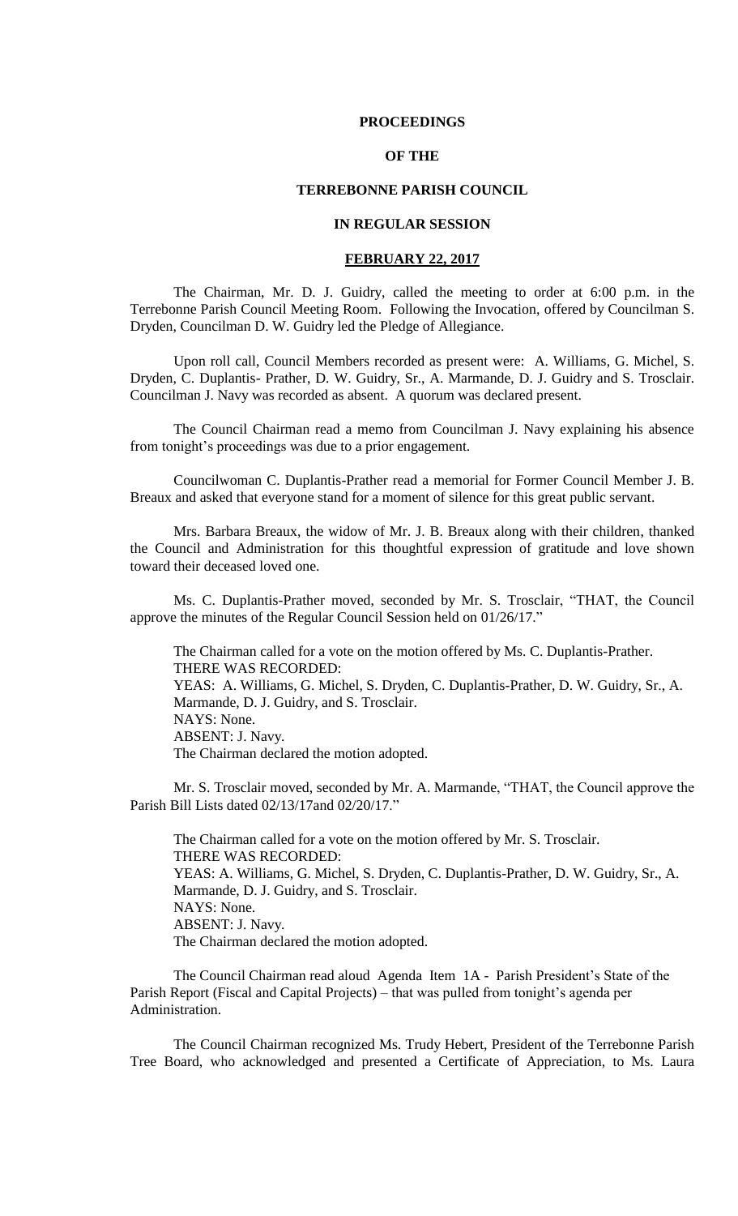# PROCEEDINGS

# OF THE

# TERREBONNE PARISH COUNCIL

# IN REGULAR SESSION

# **FEBRUARY 22, 2017**

The Chairman, Mr. D. J. Guidry, called the meeting to order at 6:00 p.m. in the Terrebonne Parish Council Meeting Room. Following the Invocation, offered by Councilman S. Dryden, Councilman D. W. Guidry led the Pledge of Allegiance.

Upon roll call, Council Members recorded as present were: A. Williams, G. Michel, S. Dryden, C. Duplantis- Prather, D. W. Guidry, Sr., A. Marmande, D. J. Guidry and S. Trosclair. Councilman J. Navy was recorded as absent. A quorum was declared present.

The Council Chairman read a memo from Councilman J. Navy explaining his absence from tonight's proceedings was due to a prior engagement.

Councilwoman C. Duplantis-Prather read a memorial for Former Council Member J. B. Breaux and asked that everyone stand for a moment of silence for this great public servant.

Mrs. Barbara Breaux, the widow of Mr. J. B. Breaux along with their children, thanked the Council and Administration for this thoughtful expression of gratitude and love shown toward their deceased loved one.

Ms. C. Duplantis-Prather moved, seconded by Mr. S. Trosclair, "THAT, the Council approve the minutes of the Regular Council Session held on 01/26/17."

The Chairman called for a vote on the motion offered by Ms. C. Duplantis-Prather.
THERE WAS RECORDED:
YEAS: A. Williams, G. Michel, S. Dryden, C. Duplantis-Prather, D. W. Guidry, Sr., A. Marmande, D. J. Guidry, and S. Trosclair.
NAYS: None.
ABSENT: J. Navy.
The Chairman declared the motion adopted.

Mr. S. Trosclair moved, seconded by Mr. A. Marmande, "THAT, the Council approve the Parish Bill Lists dated 02/13/17and 02/20/17."

The Chairman called for a vote on the motion offered by Mr. S. Trosclair.
THERE WAS RECORDED:
YEAS: A. Williams, G. Michel, S. Dryden, C. Duplantis-Prather, D. W. Guidry, Sr., A. Marmande, D. J. Guidry, and S. Trosclair.
NAYS: None.
ABSENT: J. Navy.
The Chairman declared the motion adopted.

The Council Chairman read aloud Agenda Item 1A - Parish President's State of the Parish Report (Fiscal and Capital Projects) – that was pulled from tonight's agenda per Administration.

The Council Chairman recognized Ms. Trudy Hebert, President of the Terrebonne Parish Tree Board, who acknowledged and presented a Certificate of Appreciation, to Ms. Laura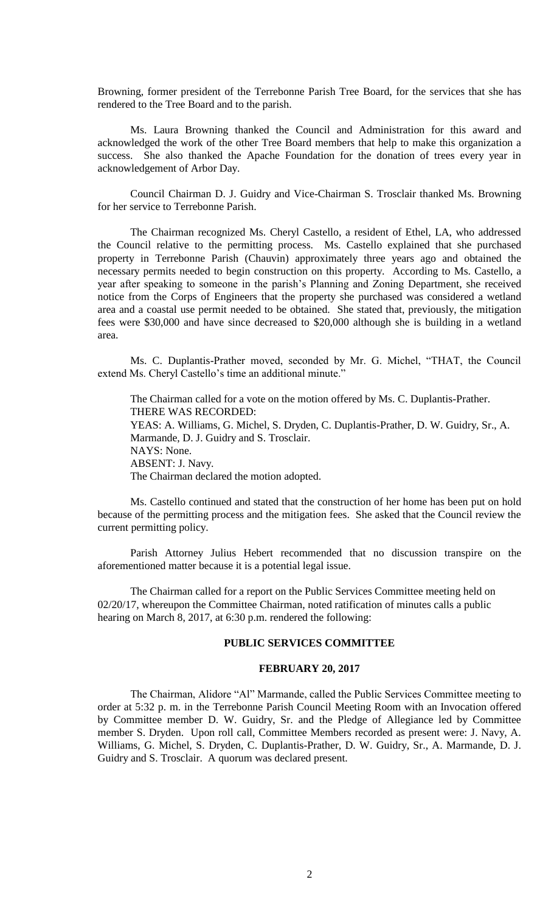Browning, former president of the Terrebonne Parish Tree Board, for the services that she has rendered to the Tree Board and to the parish.

Ms. Laura Browning thanked the Council and Administration for this award and acknowledged the work of the other Tree Board members that help to make this organization a success. She also thanked the Apache Foundation for the donation of trees every year in acknowledgement of Arbor Day.

Council Chairman D. J. Guidry and Vice-Chairman S. Trosclair thanked Ms. Browning for her service to Terrebonne Parish.

The Chairman recognized Ms. Cheryl Castello, a resident of Ethel, LA, who addressed the Council relative to the permitting process. Ms. Castello explained that she purchased property in Terrebonne Parish (Chauvin) approximately three years ago and obtained the necessary permits needed to begin construction on this property. According to Ms. Castello, a year after speaking to someone in the parish's Planning and Zoning Department, she received notice from the Corps of Engineers that the property she purchased was considered a wetland area and a coastal use permit needed to be obtained. She stated that, previously, the mitigation fees were $30,000 and have since decreased to $20,000 although she is building in a wetland area.

Ms. C. Duplantis-Prather moved, seconded by Mr. G. Michel, "THAT, the Council extend Ms. Cheryl Castello's time an additional minute."

The Chairman called for a vote on the motion offered by Ms. C. Duplantis-Prather.
THERE WAS RECORDED:
YEAS: A. Williams, G. Michel, S. Dryden, C. Duplantis-Prather, D. W. Guidry, Sr., A. Marmande, D. J. Guidry and S. Trosclair.
NAYS: None.
ABSENT: J. Navy.
The Chairman declared the motion adopted.

Ms. Castello continued and stated that the construction of her home has been put on hold because of the permitting process and the mitigation fees. She asked that the Council review the current permitting policy.

Parish Attorney Julius Hebert recommended that no discussion transpire on the aforementioned matter because it is a potential legal issue.

The Chairman called for a report on the Public Services Committee meeting held on 02/20/17, whereupon the Committee Chairman, noted ratification of minutes calls a public hearing on March 8, 2017, at 6:30 p.m. rendered the following:

## PUBLIC SERVICES COMMITTEE

## FEBRUARY 20, 2017

The Chairman, Alidore "Al" Marmande, called the Public Services Committee meeting to order at 5:32 p. m. in the Terrebonne Parish Council Meeting Room with an Invocation offered by Committee member D. W. Guidry, Sr. and the Pledge of Allegiance led by Committee member S. Dryden. Upon roll call, Committee Members recorded as present were: J. Navy, A. Williams, G. Michel, S. Dryden, C. Duplantis-Prather, D. W. Guidry, Sr., A. Marmande, D. J. Guidry and S. Trosclair. A quorum was declared present.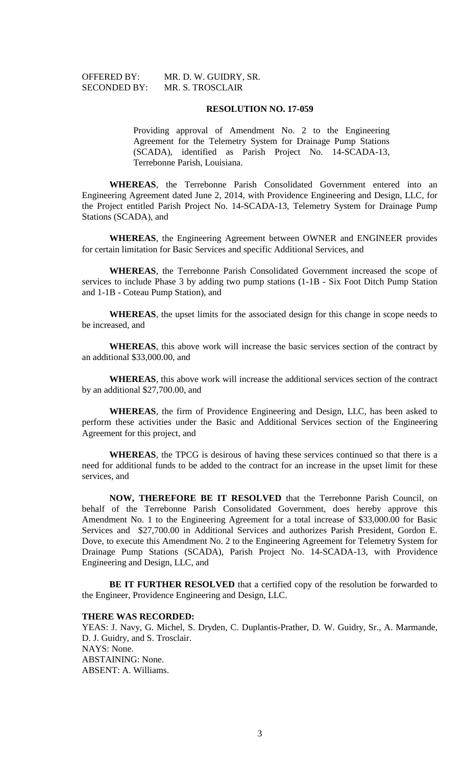OFFERED BY: MR. D. W. GUIDRY, SR.
SECONDED BY: MR. S. TROSCLAIR

**RESOLUTION NO. 17-059**

Providing approval of Amendment No. 2 to the Engineering Agreement for the Telemetry System for Drainage Pump Stations (SCADA), identified as Parish Project No. 14-SCADA-13, Terrebonne Parish, Louisiana.

**WHEREAS**, the Terrebonne Parish Consolidated Government entered into an Engineering Agreement dated June 2, 2014, with Providence Engineering and Design, LLC, for the Project entitled Parish Project No. 14-SCADA-13, Telemetry System for Drainage Pump Stations (SCADA), and

**WHEREAS**, the Engineering Agreement between OWNER and ENGINEER provides for certain limitation for Basic Services and specific Additional Services, and

**WHEREAS**, the Terrebonne Parish Consolidated Government increased the scope of services to include Phase 3 by adding two pump stations (1-1B - Six Foot Ditch Pump Station and 1-1B - Coteau Pump Station), and

**WHEREAS**, the upset limits for the associated design for this change in scope needs to be increased, and

**WHEREAS**, this above work will increase the basic services section of the contract by an additional $33,000.00, and

**WHEREAS**, this above work will increase the additional services section of the contract by an additional $27,700.00, and

**WHEREAS**, the firm of Providence Engineering and Design, LLC, has been asked to perform these activities under the Basic and Additional Services section of the Engineering Agreement for this project, and

**WHEREAS**, the TPCG is desirous of having these services continued so that there is a need for additional funds to be added to the contract for an increase in the upset limit for these services, and

**NOW, THEREFORE BE IT RESOLVED** that the Terrebonne Parish Council, on behalf of the Terrebonne Parish Consolidated Government, does hereby approve this Amendment No. 1 to the Engineering Agreement for a total increase of $33,000.00 for Basic Services and $27,700.00 in Additional Services and authorizes Parish President, Gordon E. Dove, to execute this Amendment No. 2 to the Engineering Agreement for Telemetry System for Drainage Pump Stations (SCADA), Parish Project No. 14-SCADA-13, with Providence Engineering and Design, LLC, and

**BE IT FURTHER RESOLVED** that a certified copy of the resolution be forwarded to the Engineer, Providence Engineering and Design, LLC.

**THERE WAS RECORDED:**

YEAS: J. Navy, G. Michel, S. Dryden, C. Duplantis-Prather, D. W. Guidry, Sr., A. Marmande, D. J. Guidry, and S. Trosclair.
NAYS: None.
ABSTAINING: None.
ABSENT: A. Williams.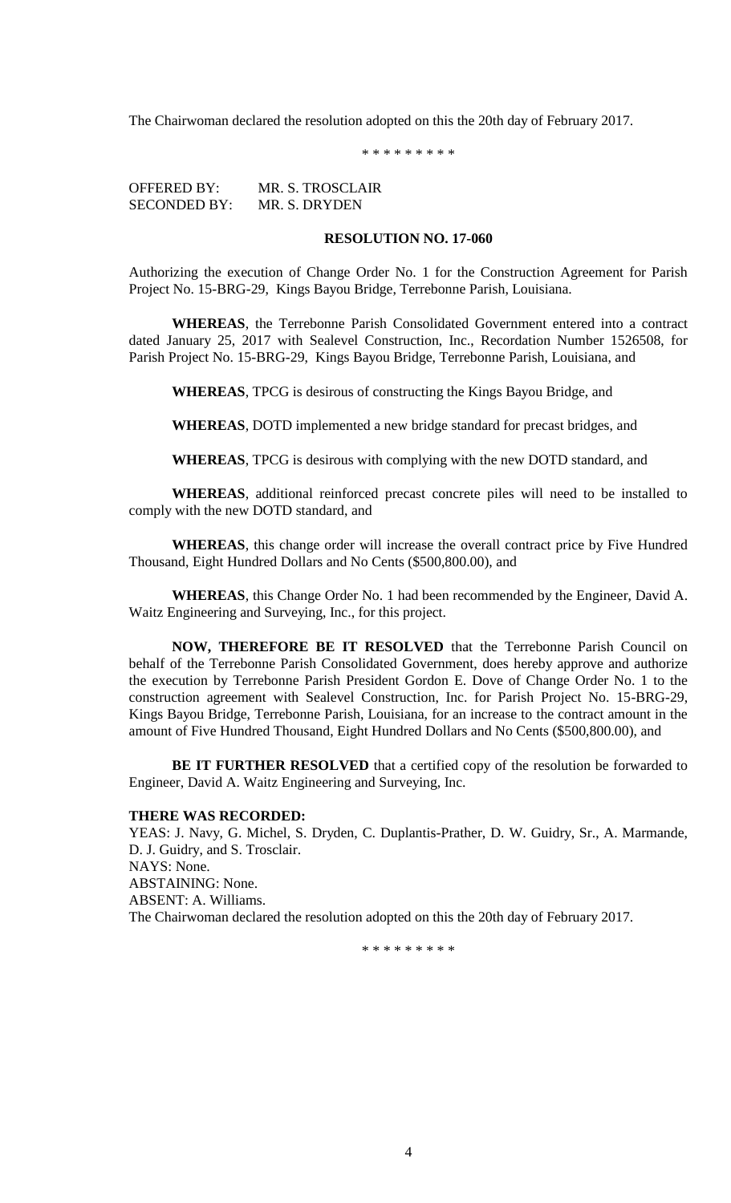The Chairwoman declared the resolution adopted on this the 20th day of February 2017.

\* \* \* \* \* \* \* \* \*

OFFERED BY: MR. S. TROSCLAIR
SECONDED BY: MR. S. DRYDEN

**RESOLUTION NO. 17-060**

Authorizing the execution of Change Order No. 1 for the Construction Agreement for Parish Project No. 15-BRG-29, Kings Bayou Bridge, Terrebonne Parish, Louisiana.

**WHEREAS**, the Terrebonne Parish Consolidated Government entered into a contract dated January 25, 2017 with Sealevel Construction, Inc., Recordation Number 1526508, for Parish Project No. 15-BRG-29, Kings Bayou Bridge, Terrebonne Parish, Louisiana, and

**WHEREAS**, TPCG is desirous of constructing the Kings Bayou Bridge, and

**WHEREAS**, DOTD implemented a new bridge standard for precast bridges, and

**WHEREAS**, TPCG is desirous with complying with the new DOTD standard, and

**WHEREAS**, additional reinforced precast concrete piles will need to be installed to comply with the new DOTD standard, and

**WHEREAS**, this change order will increase the overall contract price by Five Hundred Thousand, Eight Hundred Dollars and No Cents ($500,800.00), and

**WHEREAS**, this Change Order No. 1 had been recommended by the Engineer, David A. Waitz Engineering and Surveying, Inc., for this project.

**NOW, THEREFORE BE IT RESOLVED** that the Terrebonne Parish Council on behalf of the Terrebonne Parish Consolidated Government, does hereby approve and authorize the execution by Terrebonne Parish President Gordon E. Dove of Change Order No. 1 to the construction agreement with Sealevel Construction, Inc. for Parish Project No. 15-BRG-29, Kings Bayou Bridge, Terrebonne Parish, Louisiana, for an increase to the contract amount in the amount of Five Hundred Thousand, Eight Hundred Dollars and No Cents ($500,800.00), and

**BE IT FURTHER RESOLVED** that a certified copy of the resolution be forwarded to Engineer, David A. Waitz Engineering and Surveying, Inc.

**THERE WAS RECORDED:**
YEAS: J. Navy, G. Michel, S. Dryden, C. Duplantis-Prather, D. W. Guidry, Sr., A. Marmande, D. J. Guidry, and S. Trosclair.
NAYS: None.
ABSTAINING: None.
ABSENT: A. Williams.
The Chairwoman declared the resolution adopted on this the 20th day of February 2017.

\* \* \* \* \* \* \* \* \*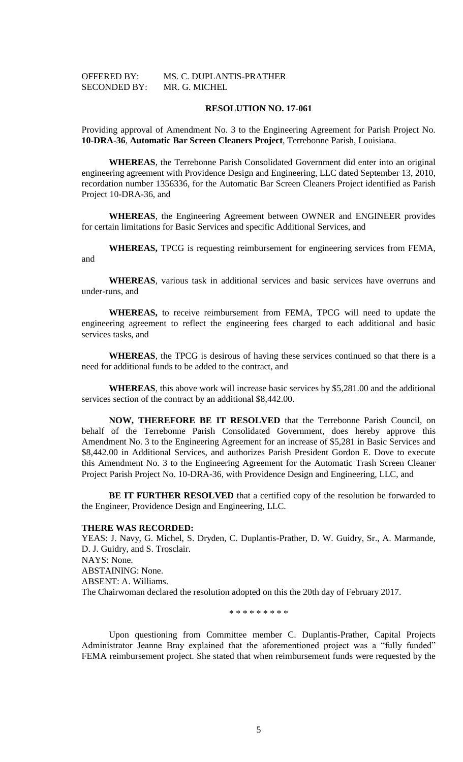OFFERED BY: MS. C. DUPLANTIS-PRATHER
SECONDED BY: MR. G. MICHEL

**RESOLUTION NO. 17-061**

Providing approval of Amendment No. 3 to the Engineering Agreement for Parish Project No. **10-DRA-36**, **Automatic Bar Screen Cleaners Project**, Terrebonne Parish, Louisiana.

**WHEREAS**, the Terrebonne Parish Consolidated Government did enter into an original engineering agreement with Providence Design and Engineering, LLC dated September 13, 2010, recordation number 1356336, for the Automatic Bar Screen Cleaners Project identified as Parish Project 10-DRA-36, and

**WHEREAS**, the Engineering Agreement between OWNER and ENGINEER provides for certain limitations for Basic Services and specific Additional Services, and

**WHEREAS,** TPCG is requesting reimbursement for engineering services from FEMA, and

**WHEREAS**, various task in additional services and basic services have overruns and under-runs, and

**WHEREAS,** to receive reimbursement from FEMA, TPCG will need to update the engineering agreement to reflect the engineering fees charged to each additional and basic services tasks, and

**WHEREAS**, the TPCG is desirous of having these services continued so that there is a need for additional funds to be added to the contract, and

**WHEREAS**, this above work will increase basic services by $5,281.00 and the additional services section of the contract by an additional $8,442.00.

**NOW, THEREFORE BE IT RESOLVED** that the Terrebonne Parish Council, on behalf of the Terrebonne Parish Consolidated Government, does hereby approve this Amendment No. 3 to the Engineering Agreement for an increase of $5,281 in Basic Services and $8,442.00 in Additional Services, and authorizes Parish President Gordon E. Dove to execute this Amendment No. 3 to the Engineering Agreement for the Automatic Trash Screen Cleaner Project Parish Project No. 10-DRA-36, with Providence Design and Engineering, LLC, and

**BE IT FURTHER RESOLVED** that a certified copy of the resolution be forwarded to the Engineer, Providence Design and Engineering, LLC.

**THERE WAS RECORDED:**
YEAS: J. Navy, G. Michel, S. Dryden, C. Duplantis-Prather, D. W. Guidry, Sr., A. Marmande, D. J. Guidry, and S. Trosclair.
NAYS: None.
ABSTAINING: None.
ABSENT: A. Williams.
The Chairwoman declared the resolution adopted on this the 20th day of February 2017.

\* \* \* \* \* \* \* \* \*

Upon questioning from Committee member C. Duplantis-Prather, Capital Projects Administrator Jeanne Bray explained that the aforementioned project was a "fully funded" FEMA reimbursement project. She stated that when reimbursement funds were requested by the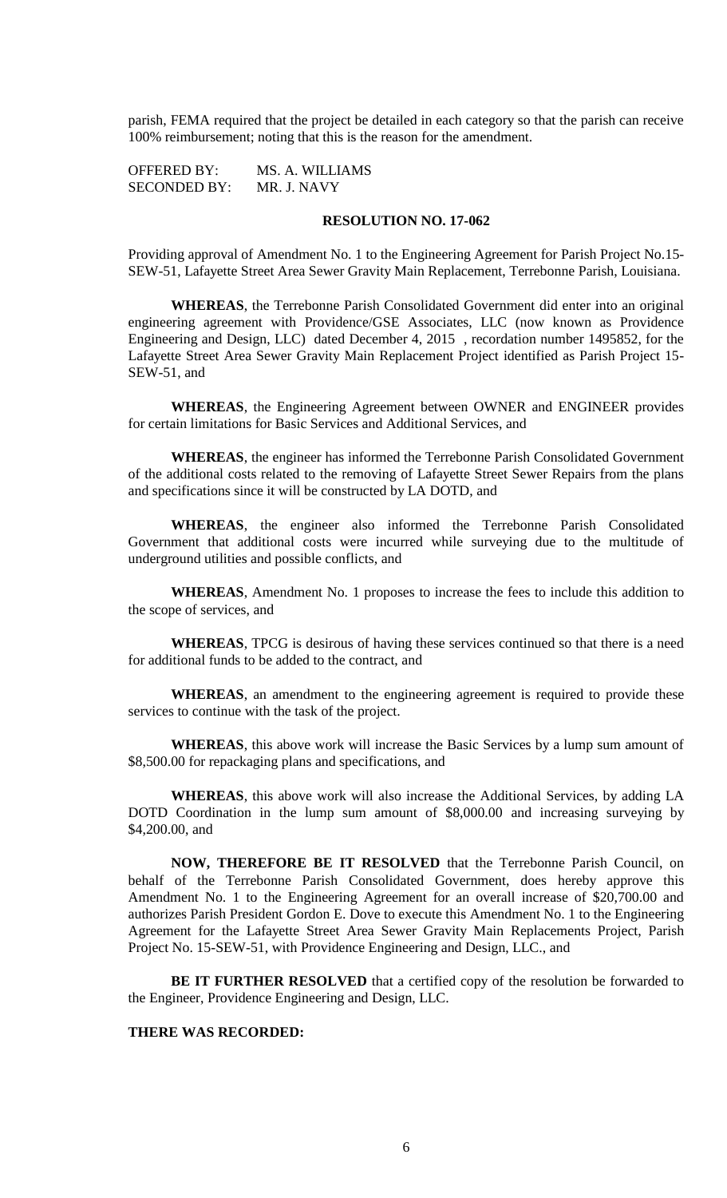parish, FEMA required that the project be detailed in each category so that the parish can receive 100% reimbursement; noting that this is the reason for the amendment.

OFFERED BY: MS. A. WILLIAMS
SECONDED BY: MR. J. NAVY

**RESOLUTION NO. 17-062**

Providing approval of Amendment No. 1 to the Engineering Agreement for Parish Project No.15-SEW-51, Lafayette Street Area Sewer Gravity Main Replacement, Terrebonne Parish, Louisiana.

**WHEREAS**, the Terrebonne Parish Consolidated Government did enter into an original engineering agreement with Providence/GSE Associates, LLC (now known as Providence Engineering and Design, LLC) dated December 4, 2015 , recordation number 1495852, for the Lafayette Street Area Sewer Gravity Main Replacement Project identified as Parish Project 15-SEW-51, and

**WHEREAS**, the Engineering Agreement between OWNER and ENGINEER provides for certain limitations for Basic Services and Additional Services, and

**WHEREAS**, the engineer has informed the Terrebonne Parish Consolidated Government of the additional costs related to the removing of Lafayette Street Sewer Repairs from the plans and specifications since it will be constructed by LA DOTD, and

**WHEREAS**, the engineer also informed the Terrebonne Parish Consolidated Government that additional costs were incurred while surveying due to the multitude of underground utilities and possible conflicts, and

**WHEREAS**, Amendment No. 1 proposes to increase the fees to include this addition to the scope of services, and

**WHEREAS**, TPCG is desirous of having these services continued so that there is a need for additional funds to be added to the contract, and

**WHEREAS**, an amendment to the engineering agreement is required to provide these services to continue with the task of the project.

**WHEREAS**, this above work will increase the Basic Services by a lump sum amount of $8,500.00 for repackaging plans and specifications, and

**WHEREAS**, this above work will also increase the Additional Services, by adding LA DOTD Coordination in the lump sum amount of $8,000.00 and increasing surveying by $4,200.00, and

**NOW, THEREFORE BE IT RESOLVED** that the Terrebonne Parish Council, on behalf of the Terrebonne Parish Consolidated Government, does hereby approve this Amendment No. 1 to the Engineering Agreement for an overall increase of $20,700.00 and authorizes Parish President Gordon E. Dove to execute this Amendment No. 1 to the Engineering Agreement for the Lafayette Street Area Sewer Gravity Main Replacements Project, Parish Project No. 15-SEW-51, with Providence Engineering and Design, LLC., and

**BE IT FURTHER RESOLVED** that a certified copy of the resolution be forwarded to the Engineer, Providence Engineering and Design, LLC.

**THERE WAS RECORDED:**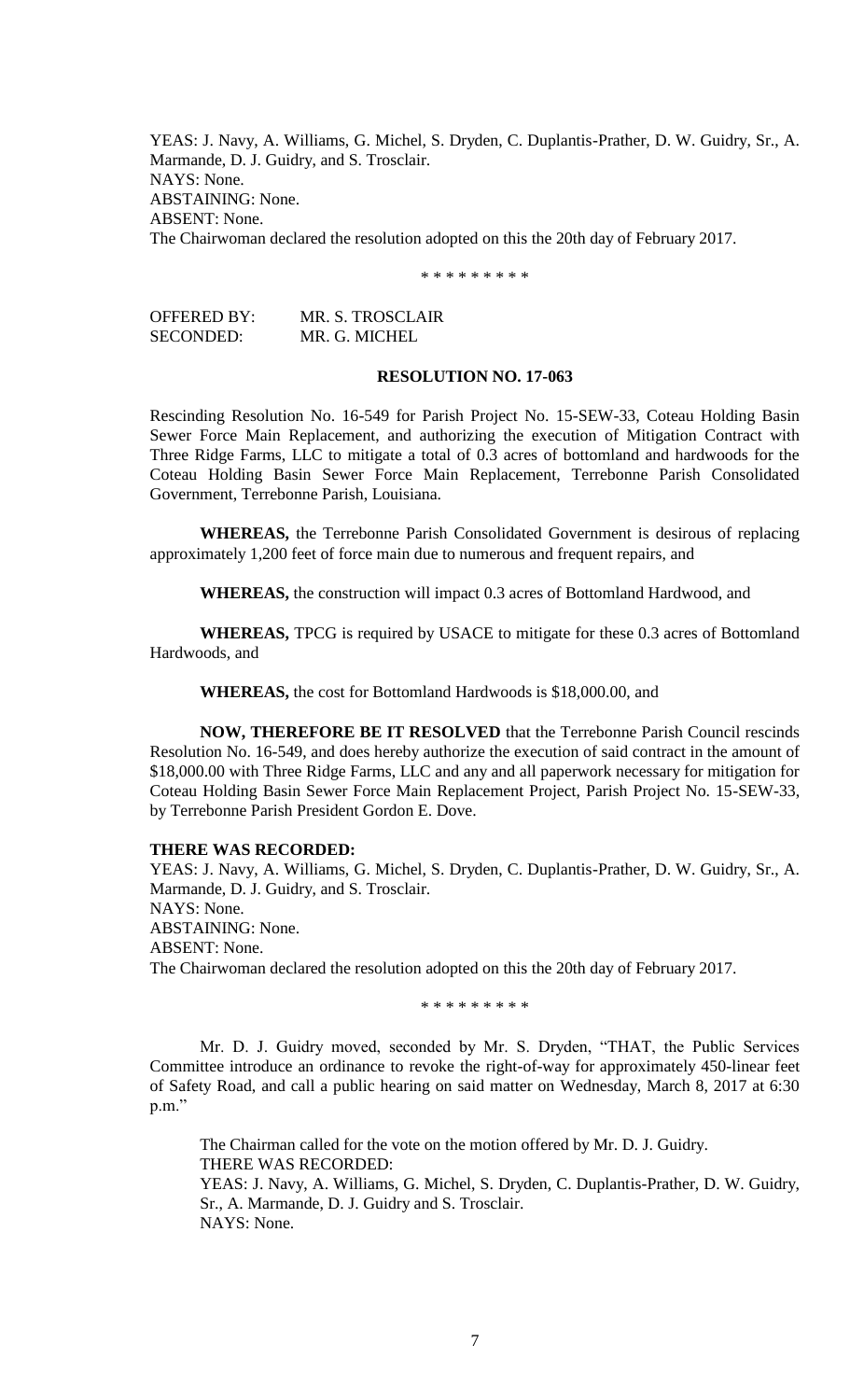YEAS: J. Navy, A. Williams, G. Michel, S. Dryden, C. Duplantis-Prather, D. W. Guidry, Sr., A. Marmande, D. J. Guidry, and S. Trosclair.
NAYS: None.
ABSTAINING: None.
ABSENT: None.
The Chairwoman declared the resolution adopted on this the 20th day of February 2017.

\* \* \* \* \* \* \* \* \*

OFFERED BY: MR. S. TROSCLAIR
SECONDED: MR. G. MICHEL

**RESOLUTION NO. 17-063**

Rescinding Resolution No. 16-549 for Parish Project No. 15-SEW-33, Coteau Holding Basin Sewer Force Main Replacement, and authorizing the execution of Mitigation Contract with Three Ridge Farms, LLC to mitigate a total of 0.3 acres of bottomland and hardwoods for the Coteau Holding Basin Sewer Force Main Replacement, Terrebonne Parish Consolidated Government, Terrebonne Parish, Louisiana.

**WHEREAS,** the Terrebonne Parish Consolidated Government is desirous of replacing approximately 1,200 feet of force main due to numerous and frequent repairs, and

**WHEREAS,** the construction will impact 0.3 acres of Bottomland Hardwood, and

**WHEREAS,** TPCG is required by USACE to mitigate for these 0.3 acres of Bottomland Hardwoods, and

**WHEREAS,** the cost for Bottomland Hardwoods is $18,000.00, and

**NOW, THEREFORE BE IT RESOLVED** that the Terrebonne Parish Council rescinds Resolution No. 16-549, and does hereby authorize the execution of said contract in the amount of $18,000.00 with Three Ridge Farms, LLC and any and all paperwork necessary for mitigation for Coteau Holding Basin Sewer Force Main Replacement Project, Parish Project No. 15-SEW-33, by Terrebonne Parish President Gordon E. Dove.

**THERE WAS RECORDED:**
YEAS: J. Navy, A. Williams, G. Michel, S. Dryden, C. Duplantis-Prather, D. W. Guidry, Sr., A. Marmande, D. J. Guidry, and S. Trosclair.
NAYS: None.
ABSTAINING: None.
ABSENT: None.
The Chairwoman declared the resolution adopted on this the 20th day of February 2017.

\* \* \* \* \* \* \* \* \*

Mr. D. J. Guidry moved, seconded by Mr. S. Dryden, "THAT, the Public Services Committee introduce an ordinance to revoke the right-of-way for approximately 450-linear feet of Safety Road, and call a public hearing on said matter on Wednesday, March 8, 2017 at 6:30 p.m."

The Chairman called for the vote on the motion offered by Mr. D. J. Guidry.
THERE WAS RECORDED:
YEAS: J. Navy, A. Williams, G. Michel, S. Dryden, C. Duplantis-Prather, D. W. Guidry, Sr., A. Marmande, D. J. Guidry and S. Trosclair.
NAYS: None.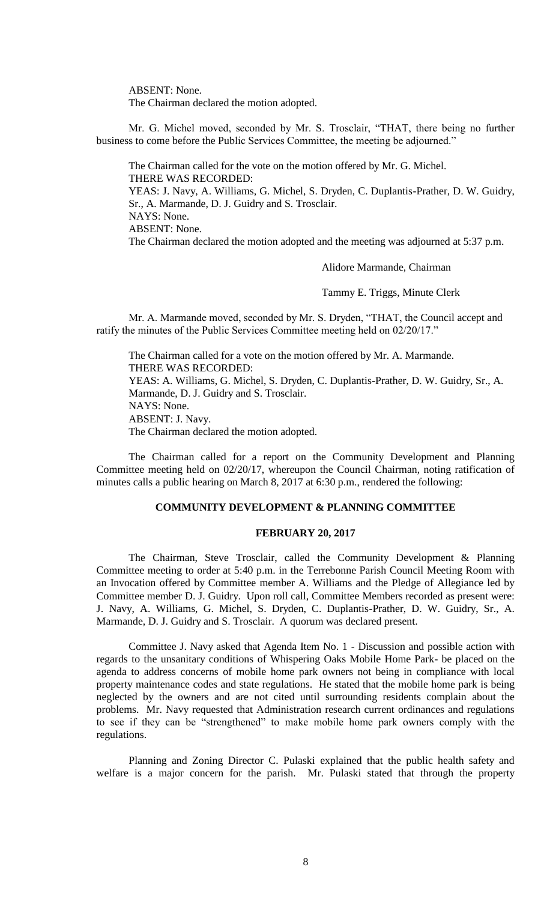ABSENT: None.
The Chairman declared the motion adopted.

Mr. G. Michel moved, seconded by Mr. S. Trosclair, "THAT, there being no further business to come before the Public Services Committee, the meeting be adjourned."

The Chairman called for the vote on the motion offered by Mr. G. Michel.
THERE WAS RECORDED:
YEAS: J. Navy, A. Williams, G. Michel, S. Dryden, C. Duplantis-Prather, D. W. Guidry, Sr., A. Marmande, D. J. Guidry and S. Trosclair.
NAYS: None.
ABSENT: None.
The Chairman declared the motion adopted and the meeting was adjourned at 5:37 p.m.

Alidore Marmande, Chairman

Tammy E. Triggs, Minute Clerk

Mr. A. Marmande moved, seconded by Mr. S. Dryden, "THAT, the Council accept and ratify the minutes of the Public Services Committee meeting held on 02/20/17."

The Chairman called for a vote on the motion offered by Mr. A. Marmande.
THERE WAS RECORDED:
YEAS: A. Williams, G. Michel, S. Dryden, C. Duplantis-Prather, D. W. Guidry, Sr., A. Marmande, D. J. Guidry and S. Trosclair.
NAYS: None.
ABSENT: J. Navy.
The Chairman declared the motion adopted.

The Chairman called for a report on the Community Development and Planning Committee meeting held on 02/20/17, whereupon the Council Chairman, noting ratification of minutes calls a public hearing on March 8, 2017 at 6:30 p.m., rendered the following:

## COMMUNITY DEVELOPMENT & PLANNING COMMITTEE

### FEBRUARY 20, 2017

The Chairman, Steve Trosclair, called the Community Development & Planning Committee meeting to order at 5:40 p.m. in the Terrebonne Parish Council Meeting Room with an Invocation offered by Committee member A. Williams and the Pledge of Allegiance led by Committee member D. J. Guidry. Upon roll call, Committee Members recorded as present were: J. Navy, A. Williams, G. Michel, S. Dryden, C. Duplantis-Prather, D. W. Guidry, Sr., A. Marmande, D. J. Guidry and S. Trosclair. A quorum was declared present.

Committee J. Navy asked that Agenda Item No. 1 - Discussion and possible action with regards to the unsanitary conditions of Whispering Oaks Mobile Home Park- be placed on the agenda to address concerns of mobile home park owners not being in compliance with local property maintenance codes and state regulations. He stated that the mobile home park is being neglected by the owners and are not cited until surrounding residents complain about the problems. Mr. Navy requested that Administration research current ordinances and regulations to see if they can be "strengthened" to make mobile home park owners comply with the regulations.

Planning and Zoning Director C. Pulaski explained that the public health safety and welfare is a major concern for the parish. Mr. Pulaski stated that through the property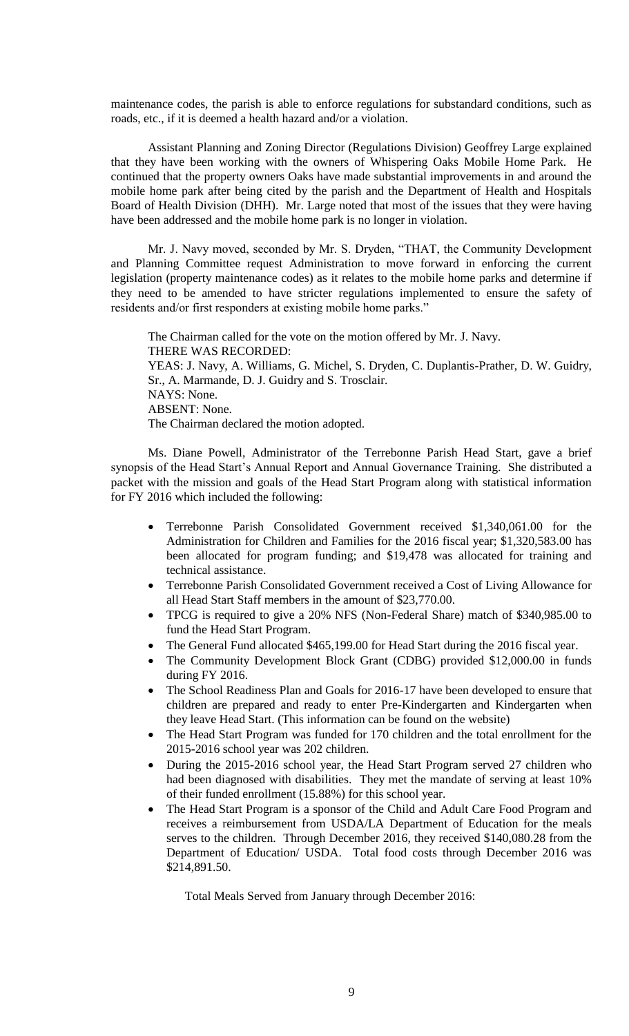maintenance codes, the parish is able to enforce regulations for substandard conditions, such as roads, etc., if it is deemed a health hazard and/or a violation.

Assistant Planning and Zoning Director (Regulations Division) Geoffrey Large explained that they have been working with the owners of Whispering Oaks Mobile Home Park. He continued that the property owners Oaks have made substantial improvements in and around the mobile home park after being cited by the parish and the Department of Health and Hospitals Board of Health Division (DHH). Mr. Large noted that most of the issues that they were having have been addressed and the mobile home park is no longer in violation.

Mr. J. Navy moved, seconded by Mr. S. Dryden, "THAT, the Community Development and Planning Committee request Administration to move forward in enforcing the current legislation (property maintenance codes) as it relates to the mobile home parks and determine if they need to be amended to have stricter regulations implemented to ensure the safety of residents and/or first responders at existing mobile home parks."

The Chairman called for the vote on the motion offered by Mr. J. Navy.
THERE WAS RECORDED:
YEAS: J. Navy, A. Williams, G. Michel, S. Dryden, C. Duplantis-Prather, D. W. Guidry, Sr., A. Marmande, D. J. Guidry and S. Trosclair.
NAYS: None.
ABSENT: None.
The Chairman declared the motion adopted.

Ms. Diane Powell, Administrator of the Terrebonne Parish Head Start, gave a brief synopsis of the Head Start's Annual Report and Annual Governance Training. She distributed a packet with the mission and goals of the Head Start Program along with statistical information for FY 2016 which included the following:

- Terrebonne Parish Consolidated Government received $1,340,061.00 for the Administration for Children and Families for the 2016 fiscal year; $1,320,583.00 has been allocated for program funding; and $19,478 was allocated for training and technical assistance.
- Terrebonne Parish Consolidated Government received a Cost of Living Allowance for all Head Start Staff members in the amount of $23,770.00.
- TPCG is required to give a 20% NFS (Non-Federal Share) match of $340,985.00 to fund the Head Start Program.
- The General Fund allocated $465,199.00 for Head Start during the 2016 fiscal year.
- The Community Development Block Grant (CDBG) provided $12,000.00 in funds during FY 2016.
- The School Readiness Plan and Goals for 2016-17 have been developed to ensure that children are prepared and ready to enter Pre-Kindergarten and Kindergarten when they leave Head Start. (This information can be found on the website)
- The Head Start Program was funded for 170 children and the total enrollment for the 2015-2016 school year was 202 children.
- During the 2015-2016 school year, the Head Start Program served 27 children who had been diagnosed with disabilities. They met the mandate of serving at least 10% of their funded enrollment (15.88%) for this school year.
- The Head Start Program is a sponsor of the Child and Adult Care Food Program and receives a reimbursement from USDA/LA Department of Education for the meals serves to the children. Through December 2016, they received $140,080.28 from the Department of Education/ USDA. Total food costs through December 2016 was $214,891.50.

  Total Meals Served from January through December 2016: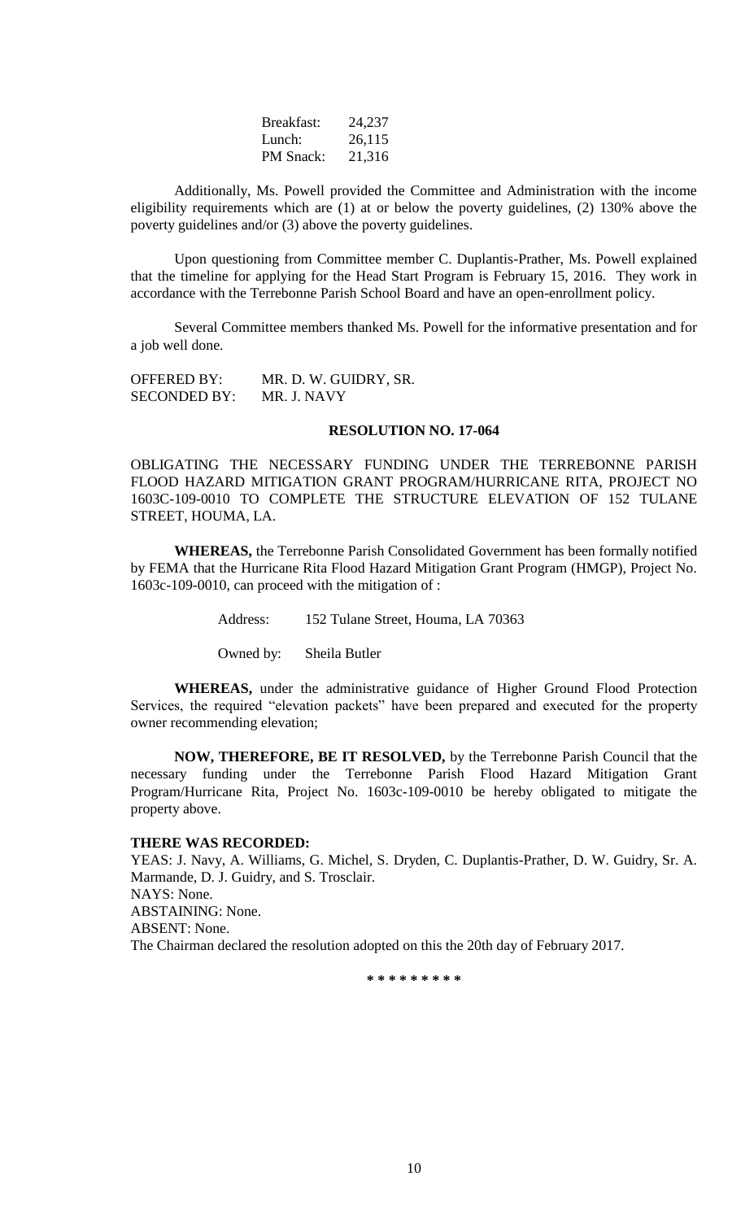| Breakfast: | 24,237 |
| --- | --- |
| Lunch: | 26,115 |
| PM Snack: | 21,316 |

Additionally, Ms. Powell provided the Committee and Administration with the income eligibility requirements which are (1) at or below the poverty guidelines, (2) 130% above the poverty guidelines and/or (3) above the poverty guidelines.

Upon questioning from Committee member C. Duplantis-Prather, Ms. Powell explained that the timeline for applying for the Head Start Program is February 15, 2016. They work in accordance with the Terrebonne Parish School Board and have an open-enrollment policy.

Several Committee members thanked Ms. Powell for the informative presentation and for a job well done.

OFFERED BY: MR. D. W. GUIDRY, SR.
SECONDED BY: MR. J. NAVY

**RESOLUTION NO. 17-064**

OBLIGATING THE NECESSARY FUNDING UNDER THE TERREBONNE PARISH FLOOD HAZARD MITIGATION GRANT PROGRAM/HURRICANE RITA, PROJECT NO 1603C-109-0010 TO COMPLETE THE STRUCTURE ELEVATION OF 152 TULANE STREET, HOUMA, LA.

**WHEREAS,** the Terrebonne Parish Consolidated Government has been formally notified by FEMA that the Hurricane Rita Flood Hazard Mitigation Grant Program (HMGP), Project No. 1603c-109-0010, can proceed with the mitigation of :

Address: 152 Tulane Street, Houma, LA 70363

Owned by: Sheila Butler

**WHEREAS,** under the administrative guidance of Higher Ground Flood Protection Services, the required "elevation packets" have been prepared and executed for the property owner recommending elevation;

**NOW, THEREFORE, BE IT RESOLVED,** by the Terrebonne Parish Council that the necessary funding under the Terrebonne Parish Flood Hazard Mitigation Grant Program/Hurricane Rita, Project No. 1603c-109-0010 be hereby obligated to mitigate the property above.

**THERE WAS RECORDED:**
YEAS: J. Navy, A. Williams, G. Michel, S. Dryden, C. Duplantis-Prather, D. W. Guidry, Sr. A. Marmande, D. J. Guidry, and S. Trosclair.
NAYS: None.
ABSTAINING: None.
ABSENT: None.
The Chairman declared the resolution adopted on this the 20th day of February 2017.

\* \* \* \* \* \* \* \* \*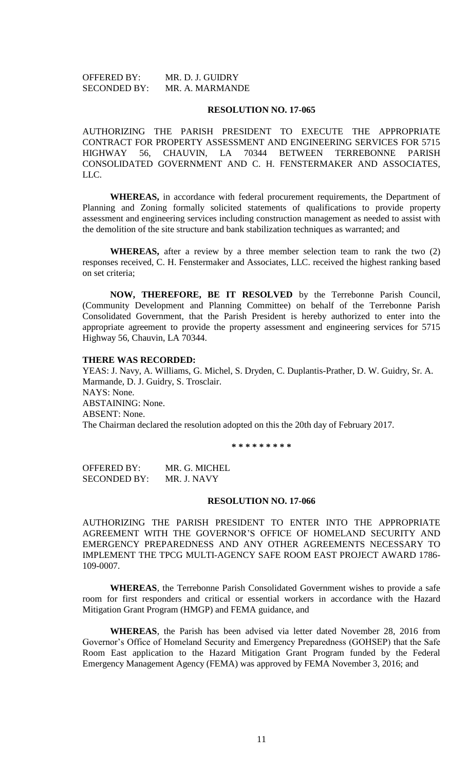OFFERED BY: MR. D. J. GUIDRY
SECONDED BY: MR. A. MARMANDE

**RESOLUTION NO. 17-065**

AUTHORIZING THE PARISH PRESIDENT TO EXECUTE THE APPROPRIATE CONTRACT FOR PROPERTY ASSESSMENT AND ENGINEERING SERVICES FOR 5715 HIGHWAY 56, CHAUVIN, LA 70344 BETWEEN TERREBONNE PARISH CONSOLIDATED GOVERNMENT AND C. H. FENSTERMAKER AND ASSOCIATES, LLC.

**WHEREAS,** in accordance with federal procurement requirements, the Department of Planning and Zoning formally solicited statements of qualifications to provide property assessment and engineering services including construction management as needed to assist with the demolition of the site structure and bank stabilization techniques as warranted; and

**WHEREAS,** after a review by a three member selection team to rank the two (2) responses received, C. H. Fenstermaker and Associates, LLC. received the highest ranking based on set criteria;

**NOW, THEREFORE, BE IT RESOLVED** by the Terrebonne Parish Council, (Community Development and Planning Committee) on behalf of the Terrebonne Parish Consolidated Government, that the Parish President is hereby authorized to enter into the appropriate agreement to provide the property assessment and engineering services for 5715 Highway 56, Chauvin, LA 70344.

**THERE WAS RECORDED:**
YEAS: J. Navy, A. Williams, G. Michel, S. Dryden, C. Duplantis-Prather, D. W. Guidry, Sr. A. Marmande, D. J. Guidry, S. Trosclair.
NAYS: None.
ABSTAINING: None.
ABSENT: None.
The Chairman declared the resolution adopted on this the 20th day of February 2017.

**\* \* \* \* \* \* \* \* \***

OFFERED BY: MR. G. MICHEL
SECONDED BY: MR. J. NAVY

**RESOLUTION NO. 17-066**

AUTHORIZING THE PARISH PRESIDENT TO ENTER INTO THE APPROPRIATE AGREEMENT WITH THE GOVERNOR'S OFFICE OF HOMELAND SECURITY AND EMERGENCY PREPAREDNESS AND ANY OTHER AGREEMENTS NECESSARY TO IMPLEMENT THE TPCG MULTI-AGENCY SAFE ROOM EAST PROJECT AWARD 1786-109-0007.

**WHEREAS**, the Terrebonne Parish Consolidated Government wishes to provide a safe room for first responders and critical or essential workers in accordance with the Hazard Mitigation Grant Program (HMGP) and FEMA guidance, and

**WHEREAS**, the Parish has been advised via letter dated November 28, 2016 from Governor's Office of Homeland Security and Emergency Preparedness (GOHSEP) that the Safe Room East application to the Hazard Mitigation Grant Program funded by the Federal Emergency Management Agency (FEMA) was approved by FEMA November 3, 2016; and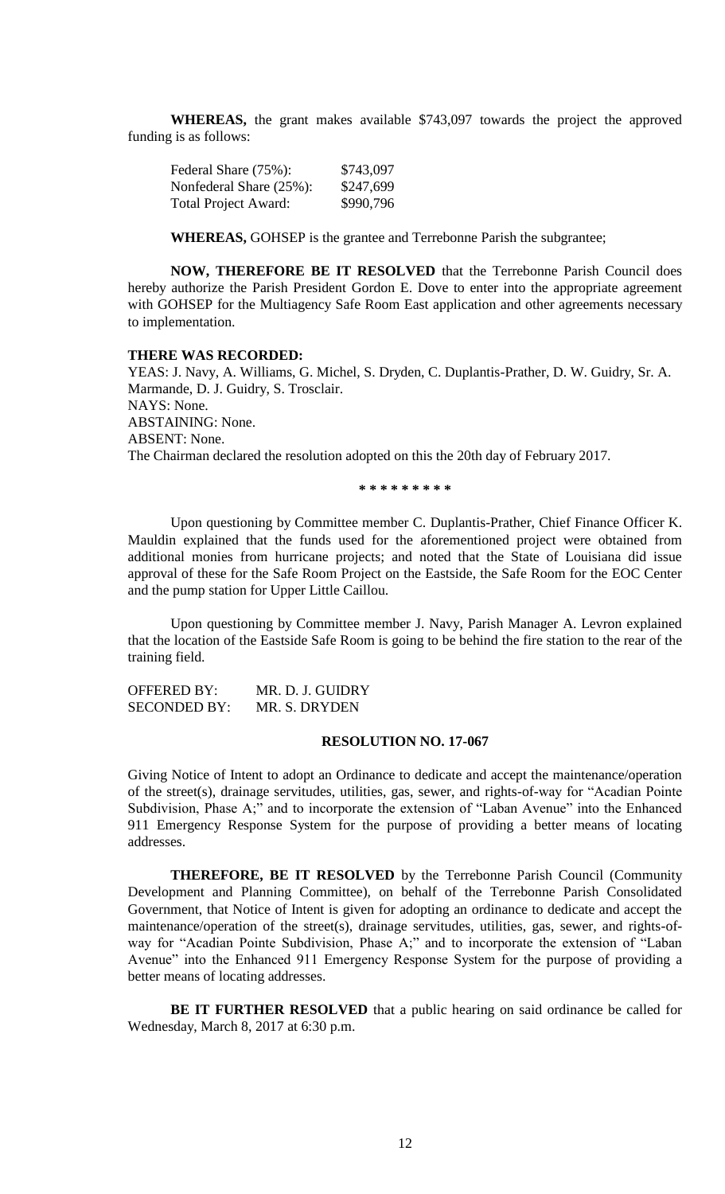**WHEREAS,** the grant makes available $743,097 towards the project the approved funding is as follows:

| | |
|---|---|
| Federal Share (75%): | $743,097 |
| Nonfederal Share (25%): | $247,699 |
| Total Project Award: | $990,796 |

**WHEREAS,** GOHSEP is the grantee and Terrebonne Parish the subgrantee;

**NOW, THEREFORE BE IT RESOLVED** that the Terrebonne Parish Council does hereby authorize the Parish President Gordon E. Dove to enter into the appropriate agreement with GOHSEP for the Multiagency Safe Room East application and other agreements necessary to implementation.

**THERE WAS RECORDED:**

YEAS: J. Navy, A. Williams, G. Michel, S. Dryden, C. Duplantis-Prather, D. W. Guidry, Sr. A. Marmande, D. J. Guidry, S. Trosclair.
NAYS: None.
ABSTAINING: None.
ABSENT: None.
The Chairman declared the resolution adopted on this the 20th day of February 2017.

**\* \* \* \* \* \* \* \* \***

Upon questioning by Committee member C. Duplantis-Prather, Chief Finance Officer K. Mauldin explained that the funds used for the aforementioned project were obtained from additional monies from hurricane projects; and noted that the State of Louisiana did issue approval of these for the Safe Room Project on the Eastside, the Safe Room for the EOC Center and the pump station for Upper Little Caillou.

Upon questioning by Committee member J. Navy, Parish Manager A. Levron explained that the location of the Eastside Safe Room is going to be behind the fire station to the rear of the training field.

OFFERED BY: MR. D. J. GUIDRY
SECONDED BY: MR. S. DRYDEN

**RESOLUTION NO. 17-067**

Giving Notice of Intent to adopt an Ordinance to dedicate and accept the maintenance/operation of the street(s), drainage servitudes, utilities, gas, sewer, and rights-of-way for "Acadian Pointe Subdivision, Phase A;" and to incorporate the extension of "Laban Avenue" into the Enhanced 911 Emergency Response System for the purpose of providing a better means of locating addresses.

**THEREFORE, BE IT RESOLVED** by the Terrebonne Parish Council (Community Development and Planning Committee), on behalf of the Terrebonne Parish Consolidated Government, that Notice of Intent is given for adopting an ordinance to dedicate and accept the maintenance/operation of the street(s), drainage servitudes, utilities, gas, sewer, and rights-of-way for "Acadian Pointe Subdivision, Phase A;" and to incorporate the extension of "Laban Avenue" into the Enhanced 911 Emergency Response System for the purpose of providing a better means of locating addresses.

**BE IT FURTHER RESOLVED** that a public hearing on said ordinance be called for Wednesday, March 8, 2017 at 6:30 p.m.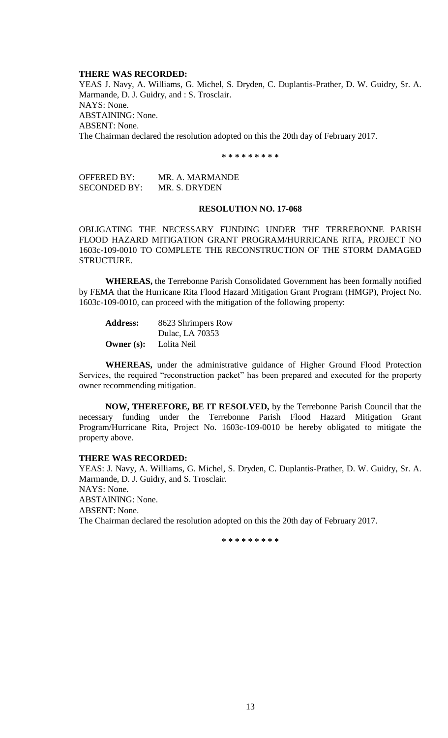**THERE WAS RECORDED:**

YEAS J. Navy, A. Williams, G. Michel, S. Dryden, C. Duplantis-Prather, D. W. Guidry, Sr. A. Marmande, D. J. Guidry, and : S. Trosclair.

NAYS: None.

ABSTAINING: None.

ABSENT: None.

The Chairman declared the resolution adopted on this the 20th day of February 2017.

**\* \* \* \* \* \* \* \* \***

OFFERED BY: MR. A. MARMANDE
SECONDED BY: MR. S. DRYDEN

**RESOLUTION NO. 17-068**

OBLIGATING THE NECESSARY FUNDING UNDER THE TERREBONNE PARISH FLOOD HAZARD MITIGATION GRANT PROGRAM/HURRICANE RITA, PROJECT NO 1603c-109-0010 TO COMPLETE THE RECONSTRUCTION OF THE STORM DAMAGED STRUCTURE.

**WHEREAS,** the Terrebonne Parish Consolidated Government has been formally notified by FEMA that the Hurricane Rita Flood Hazard Mitigation Grant Program (HMGP), Project No. 1603c-109-0010, can proceed with the mitigation of the following property:

**Address:** 8623 Shrimpers Row
Dulac, LA 70353
**Owner (s):** Lolita Neil

**WHEREAS,** under the administrative guidance of Higher Ground Flood Protection Services, the required "reconstruction packet" has been prepared and executed for the property owner recommending mitigation.

**NOW, THEREFORE, BE IT RESOLVED,** by the Terrebonne Parish Council that the necessary funding under the Terrebonne Parish Flood Hazard Mitigation Grant Program/Hurricane Rita, Project No. 1603c-109-0010 be hereby obligated to mitigate the property above.

**THERE WAS RECORDED:**

YEAS: J. Navy, A. Williams, G. Michel, S. Dryden, C. Duplantis-Prather, D. W. Guidry, Sr. A. Marmande, D. J. Guidry, and S. Trosclair.

NAYS: None.

ABSTAINING: None.

ABSENT: None.

The Chairman declared the resolution adopted on this the 20th day of February 2017.

**\* \* \* \* \* \* \* \* \***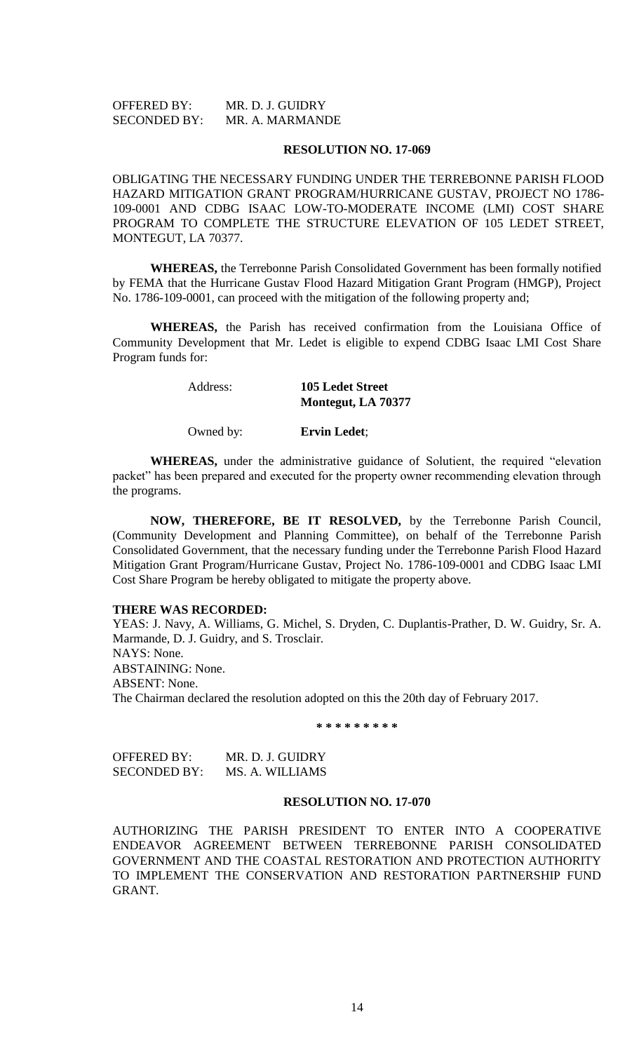OFFERED BY: MR. D. J. GUIDRY
SECONDED BY: MR. A. MARMANDE

**RESOLUTION NO. 17-069**

OBLIGATING THE NECESSARY FUNDING UNDER THE TERREBONNE PARISH FLOOD HAZARD MITIGATION GRANT PROGRAM/HURRICANE GUSTAV, PROJECT NO 1786-109-0001 AND CDBG ISAAC LOW-TO-MODERATE INCOME (LMI) COST SHARE PROGRAM TO COMPLETE THE STRUCTURE ELEVATION OF 105 LEDET STREET, MONTEGUT, LA 70377.

**WHEREAS,** the Terrebonne Parish Consolidated Government has been formally notified by FEMA that the Hurricane Gustav Flood Hazard Mitigation Grant Program (HMGP), Project No. 1786-109-0001, can proceed with the mitigation of the following property and;

**WHEREAS,** the Parish has received confirmation from the Louisiana Office of Community Development that Mr. Ledet is eligible to expend CDBG Isaac LMI Cost Share Program funds for:

Address: **105 Ledet Street**
**Montegut, LA 70377**

Owned by: **Ervin Ledet**;

**WHEREAS,** under the administrative guidance of Solutient, the required "elevation packet" has been prepared and executed for the property owner recommending elevation through the programs.

**NOW, THEREFORE, BE IT RESOLVED,** by the Terrebonne Parish Council, (Community Development and Planning Committee), on behalf of the Terrebonne Parish Consolidated Government, that the necessary funding under the Terrebonne Parish Flood Hazard Mitigation Grant Program/Hurricane Gustav, Project No. 1786-109-0001 and CDBG Isaac LMI Cost Share Program be hereby obligated to mitigate the property above.

**THERE WAS RECORDED:**

YEAS: J. Navy, A. Williams, G. Michel, S. Dryden, C. Duplantis-Prather, D. W. Guidry, Sr. A. Marmande, D. J. Guidry, and S. Trosclair.
NAYS: None.
ABSTAINING: None.
ABSENT: None.
The Chairman declared the resolution adopted on this the 20th day of February 2017.

\* \* \* \* \* \* \* \* \*

OFFERED BY: MR. D. J. GUIDRY
SECONDED BY: MS. A. WILLIAMS

**RESOLUTION NO. 17-070**

AUTHORIZING THE PARISH PRESIDENT TO ENTER INTO A COOPERATIVE ENDEAVOR AGREEMENT BETWEEN TERREBONNE PARISH CONSOLIDATED GOVERNMENT AND THE COASTAL RESTORATION AND PROTECTION AUTHORITY TO IMPLEMENT THE CONSERVATION AND RESTORATION PARTNERSHIP FUND GRANT.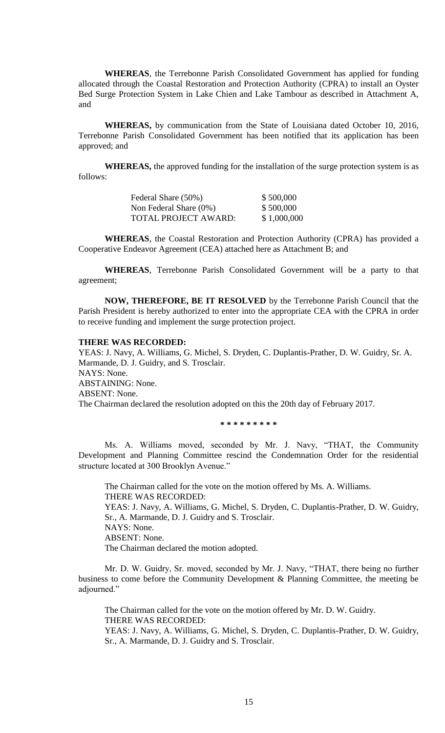**WHEREAS**, the Terrebonne Parish Consolidated Government has applied for funding allocated through the Coastal Restoration and Protection Authority (CPRA) to install an Oyster Bed Surge Protection System in Lake Chien and Lake Tambour as described in Attachment A, and

**WHEREAS,** by communication from the State of Louisiana dated October 10, 2016, Terrebonne Parish Consolidated Government has been notified that its application has been approved; and

**WHEREAS,** the approved funding for the installation of the surge protection system is as follows:

| | |
|---|---|
| Federal Share (50%) | \$ 500,000 |
| Non Federal Share (0%) | \$ 500,000 |
| TOTAL PROJECT AWARD: | \$ 1,000,000 |

**WHEREAS**, the Coastal Restoration and Protection Authority (CPRA) has provided a Cooperative Endeavor Agreement (CEA) attached here as Attachment B; and

**WHEREAS**, Terrebonne Parish Consolidated Government will be a party to that agreement;

**NOW, THEREFORE, BE IT RESOLVED** by the Terrebonne Parish Council that the Parish President is hereby authorized to enter into the appropriate CEA with the CPRA in order to receive funding and implement the surge protection project.

**THERE WAS RECORDED:**
YEAS: J. Navy, A. Williams, G. Michel, S. Dryden, C. Duplantis-Prather, D. W. Guidry, Sr. A. Marmande, D. J. Guidry, and S. Trosclair.
NAYS: None.
ABSTAINING: None.
ABSENT: None.
The Chairman declared the resolution adopted on this the 20th day of February 2017.

\* \* \* \* \* \* \* \* \*

Ms. A. Williams moved, seconded by Mr. J. Navy, "THAT, the Community Development and Planning Committee rescind the Condemnation Order for the residential structure located at 300 Brooklyn Avenue."

The Chairman called for the vote on the motion offered by Ms. A. Williams.
THERE WAS RECORDED:
YEAS: J. Navy, A. Williams, G. Michel, S. Dryden, C. Duplantis-Prather, D. W. Guidry, Sr., A. Marmande, D. J. Guidry and S. Trosclair.
NAYS: None.
ABSENT: None.
The Chairman declared the motion adopted.

Mr. D. W. Guidry, Sr. moved, seconded by Mr. J. Navy, "THAT, there being no further business to come before the Community Development & Planning Committee, the meeting be adjourned."

The Chairman called for the vote on the motion offered by Mr. D. W. Guidry.
THERE WAS RECORDED:
YEAS: J. Navy, A. Williams, G. Michel, S. Dryden, C. Duplantis-Prather, D. W. Guidry, Sr., A. Marmande, D. J. Guidry and S. Trosclair.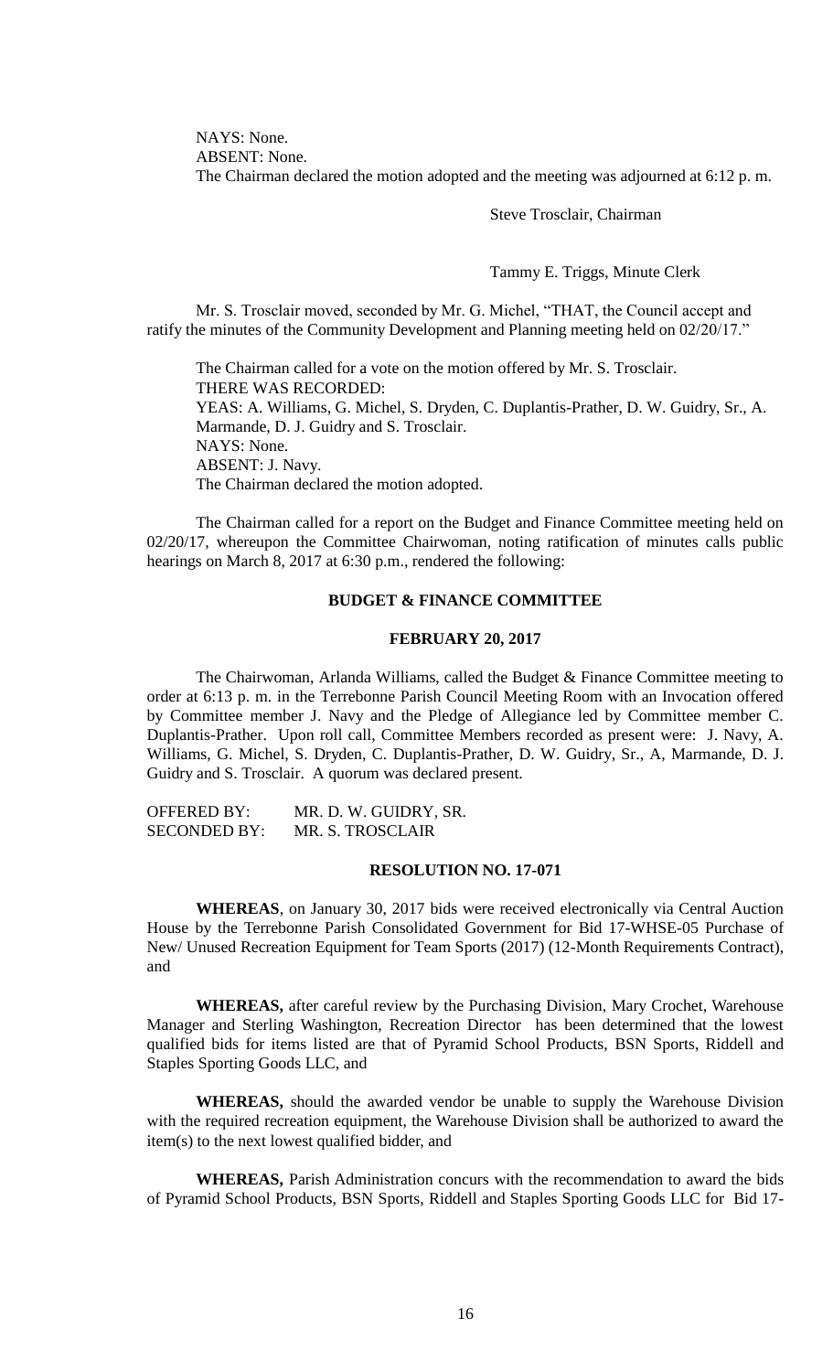NAYS: None.
ABSENT: None.
The Chairman declared the motion adopted and the meeting was adjourned at 6:12 p. m.

Steve Trosclair, Chairman

Tammy E. Triggs, Minute Clerk

Mr. S. Trosclair moved, seconded by Mr. G. Michel, "THAT, the Council accept and ratify the minutes of the Community Development and Planning meeting held on 02/20/17."

The Chairman called for a vote on the motion offered by Mr. S. Trosclair.
THERE WAS RECORDED:
YEAS: A. Williams, G. Michel, S. Dryden, C. Duplantis-Prather, D. W. Guidry, Sr., A. Marmande, D. J. Guidry and S. Trosclair.
NAYS: None.
ABSENT: J. Navy.
The Chairman declared the motion adopted.

The Chairman called for a report on the Budget and Finance Committee meeting held on 02/20/17, whereupon the Committee Chairwoman, noting ratification of minutes calls public hearings on March 8, 2017 at 6:30 p.m., rendered the following:

## BUDGET & FINANCE COMMITTEE

### FEBRUARY 20, 2017

The Chairwoman, Arlanda Williams, called the Budget & Finance Committee meeting to order at 6:13 p. m. in the Terrebonne Parish Council Meeting Room with an Invocation offered by Committee member J. Navy and the Pledge of Allegiance led by Committee member C. Duplantis-Prather. Upon roll call, Committee Members recorded as present were: J. Navy, A. Williams, G. Michel, S. Dryden, C. Duplantis-Prather, D. W. Guidry, Sr., A, Marmande, D. J. Guidry and S. Trosclair. A quorum was declared present.

OFFERED BY: MR. D. W. GUIDRY, SR.
SECONDED BY: MR. S. TROSCLAIR

### RESOLUTION NO. 17-071

**WHEREAS**, on January 30, 2017 bids were received electronically via Central Auction House by the Terrebonne Parish Consolidated Government for Bid 17-WHSE-05 Purchase of New/ Unused Recreation Equipment for Team Sports (2017) (12-Month Requirements Contract), and

**WHEREAS,** after careful review by the Purchasing Division, Mary Crochet, Warehouse Manager and Sterling Washington, Recreation Director has been determined that the lowest qualified bids for items listed are that of Pyramid School Products, BSN Sports, Riddell and Staples Sporting Goods LLC, and

**WHEREAS,** should the awarded vendor be unable to supply the Warehouse Division with the required recreation equipment, the Warehouse Division shall be authorized to award the item(s) to the next lowest qualified bidder, and

**WHEREAS,** Parish Administration concurs with the recommendation to award the bids of Pyramid School Products, BSN Sports, Riddell and Staples Sporting Goods LLC for Bid 17-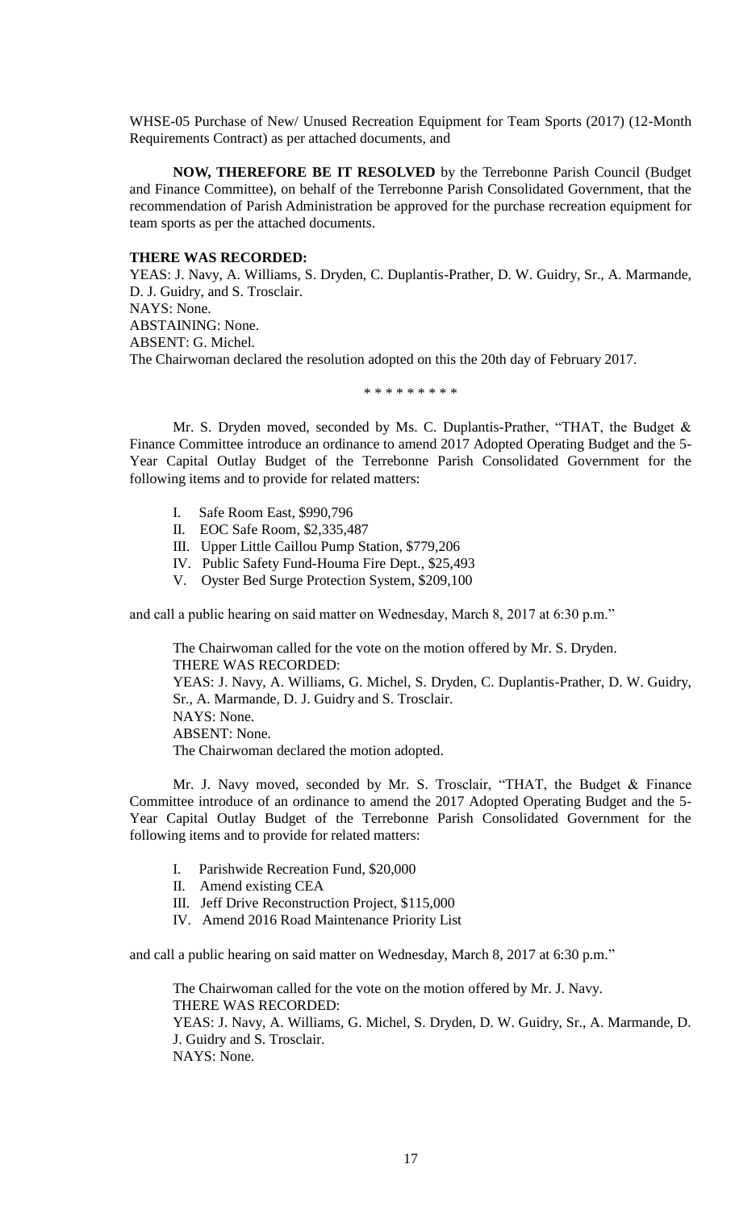WHSE-05 Purchase of New/ Unused Recreation Equipment for Team Sports (2017) (12-Month Requirements Contract) as per attached documents, and

**NOW, THEREFORE BE IT RESOLVED** by the Terrebonne Parish Council (Budget and Finance Committee), on behalf of the Terrebonne Parish Consolidated Government, that the recommendation of Parish Administration be approved for the purchase recreation equipment for team sports as per the attached documents.

**THERE WAS RECORDED:**

YEAS: J. Navy, A. Williams, S. Dryden, C. Duplantis-Prather, D. W. Guidry, Sr., A. Marmande, D. J. Guidry, and S. Trosclair.

NAYS: None.

ABSTAINING: None.

ABSENT: G. Michel.

The Chairwoman declared the resolution adopted on this the 20th day of February 2017.

\* \* \* \* \* \* \* \* \*

Mr. S. Dryden moved, seconded by Ms. C. Duplantis-Prather, "THAT, the Budget & Finance Committee introduce an ordinance to amend 2017 Adopted Operating Budget and the 5-Year Capital Outlay Budget of the Terrebonne Parish Consolidated Government for the following items and to provide for related matters:

- I. Safe Room East, $990,796
- II. EOC Safe Room, $2,335,487
- III. Upper Little Caillou Pump Station, $779,206
- IV. Public Safety Fund-Houma Fire Dept., $25,493
- V. Oyster Bed Surge Protection System, $209,100

and call a public hearing on said matter on Wednesday, March 8, 2017 at 6:30 p.m."

The Chairwoman called for the vote on the motion offered by Mr. S. Dryden.

THERE WAS RECORDED:

YEAS: J. Navy, A. Williams, G. Michel, S. Dryden, C. Duplantis-Prather, D. W. Guidry, Sr., A. Marmande, D. J. Guidry and S. Trosclair.

NAYS: None.

ABSENT: None.

The Chairwoman declared the motion adopted.

Mr. J. Navy moved, seconded by Mr. S. Trosclair, "THAT, the Budget & Finance Committee introduce of an ordinance to amend the 2017 Adopted Operating Budget and the 5-Year Capital Outlay Budget of the Terrebonne Parish Consolidated Government for the following items and to provide for related matters:

- I. Parishwide Recreation Fund, $20,000
- II. Amend existing CEA
- III. Jeff Drive Reconstruction Project, $115,000
- IV. Amend 2016 Road Maintenance Priority List

and call a public hearing on said matter on Wednesday, March 8, 2017 at 6:30 p.m."

The Chairwoman called for the vote on the motion offered by Mr. J. Navy.

THERE WAS RECORDED:

YEAS: J. Navy, A. Williams, G. Michel, S. Dryden, D. W. Guidry, Sr., A. Marmande, D. J. Guidry and S. Trosclair.

NAYS: None.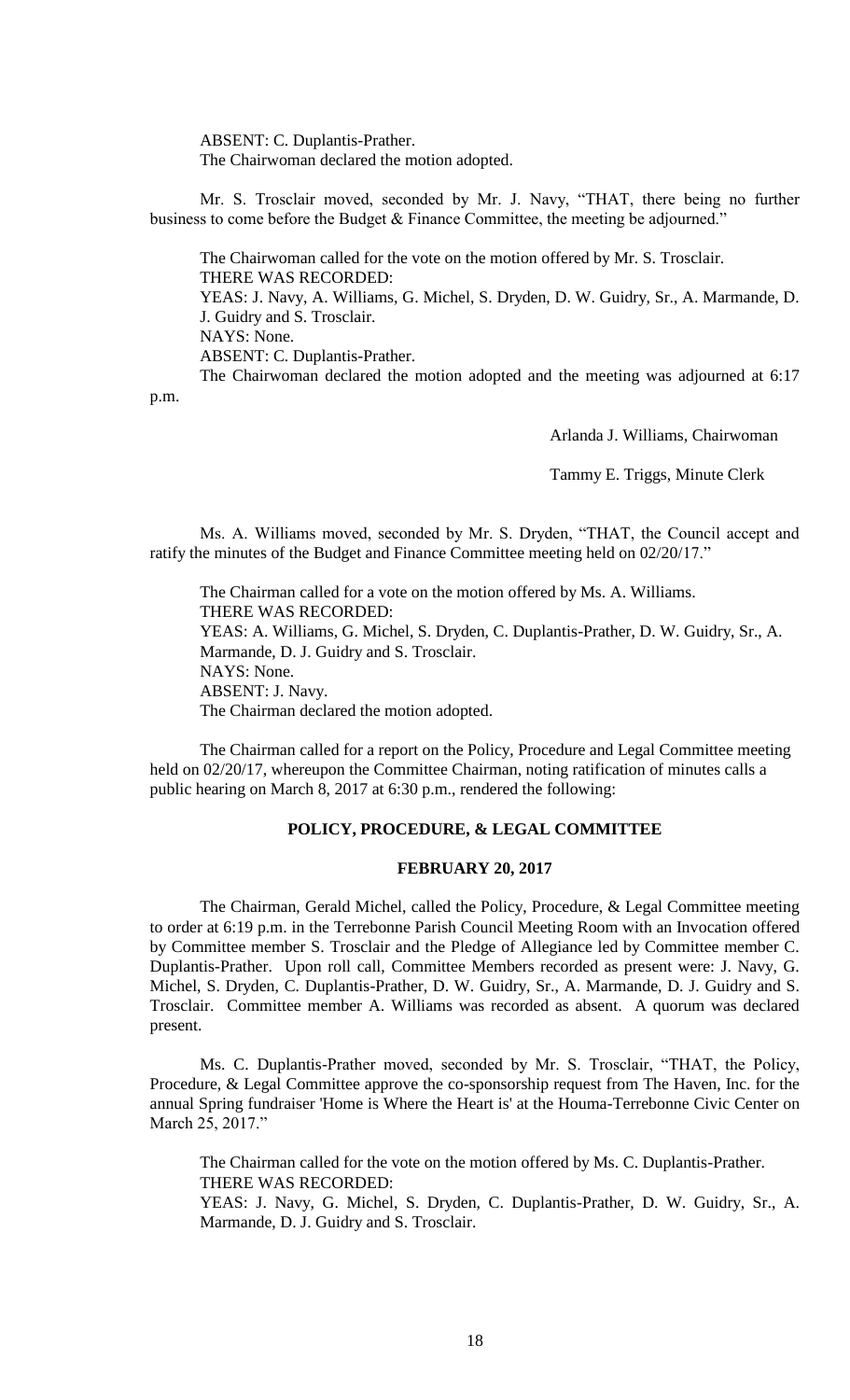ABSENT: C. Duplantis-Prather.
The Chairwoman declared the motion adopted.

Mr. S. Trosclair moved, seconded by Mr. J. Navy, "THAT, there being no further business to come before the Budget & Finance Committee, the meeting be adjourned."

The Chairwoman called for the vote on the motion offered by Mr. S. Trosclair.
THERE WAS RECORDED:
YEAS: J. Navy, A. Williams, G. Michel, S. Dryden, D. W. Guidry, Sr., A. Marmande, D. J. Guidry and S. Trosclair.
NAYS: None.
ABSENT: C. Duplantis-Prather.
The Chairwoman declared the motion adopted and the meeting was adjourned at 6:17 p.m.

Arlanda J. Williams, Chairwoman

Tammy E. Triggs, Minute Clerk

Ms. A. Williams moved, seconded by Mr. S. Dryden, "THAT, the Council accept and ratify the minutes of the Budget and Finance Committee meeting held on 02/20/17."

The Chairman called for a vote on the motion offered by Ms. A. Williams.
THERE WAS RECORDED:
YEAS: A. Williams, G. Michel, S. Dryden, C. Duplantis-Prather, D. W. Guidry, Sr., A. Marmande, D. J. Guidry and S. Trosclair.
NAYS: None.
ABSENT: J. Navy.
The Chairman declared the motion adopted.

The Chairman called for a report on the Policy, Procedure and Legal Committee meeting held on 02/20/17, whereupon the Committee Chairman, noting ratification of minutes calls a public hearing on March 8, 2017 at 6:30 p.m., rendered the following:

**POLICY, PROCEDURE, & LEGAL COMMITTEE**

**FEBRUARY 20, 2017**

The Chairman, Gerald Michel, called the Policy, Procedure, & Legal Committee meeting to order at 6:19 p.m. in the Terrebonne Parish Council Meeting Room with an Invocation offered by Committee member S. Trosclair and the Pledge of Allegiance led by Committee member C. Duplantis-Prather. Upon roll call, Committee Members recorded as present were: J. Navy, G. Michel, S. Dryden, C. Duplantis-Prather, D. W. Guidry, Sr., A. Marmande, D. J. Guidry and S. Trosclair. Committee member A. Williams was recorded as absent. A quorum was declared present.

Ms. C. Duplantis-Prather moved, seconded by Mr. S. Trosclair, "THAT, the Policy, Procedure, & Legal Committee approve the co-sponsorship request from The Haven, Inc. for the annual Spring fundraiser 'Home is Where the Heart is' at the Houma-Terrebonne Civic Center on March 25, 2017."

The Chairman called for the vote on the motion offered by Ms. C. Duplantis-Prather.
THERE WAS RECORDED:
YEAS: J. Navy, G. Michel, S. Dryden, C. Duplantis-Prather, D. W. Guidry, Sr., A. Marmande, D. J. Guidry and S. Trosclair.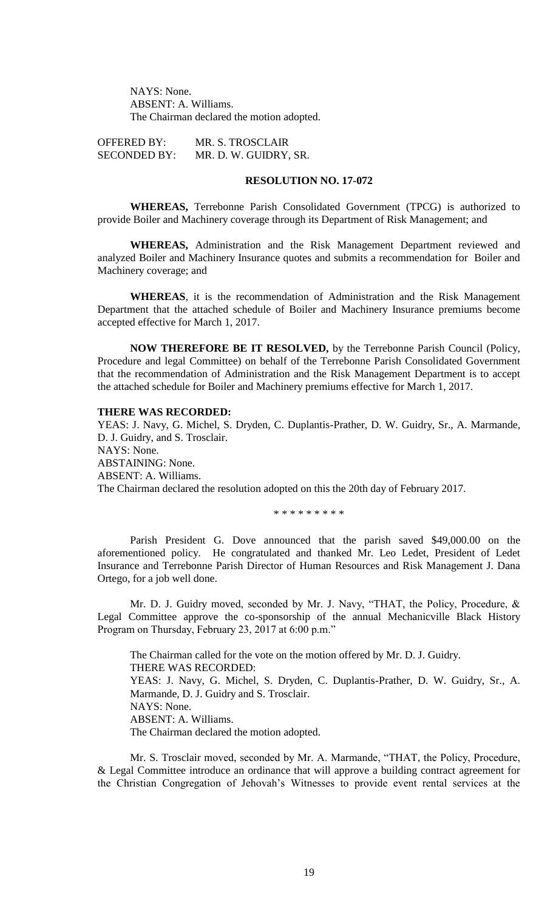NAYS: None.
ABSENT: A. Williams.
The Chairman declared the motion adopted.

OFFERED BY: MR. S. TROSCLAIR
SECONDED BY: MR. D. W. GUIDRY, SR.

**RESOLUTION NO. 17-072**

**WHEREAS,** Terrebonne Parish Consolidated Government (TPCG) is authorized to provide Boiler and Machinery coverage through its Department of Risk Management; and

**WHEREAS,** Administration and the Risk Management Department reviewed and analyzed Boiler and Machinery Insurance quotes and submits a recommendation for Boiler and Machinery coverage; and

**WHEREAS**, it is the recommendation of Administration and the Risk Management Department that the attached schedule of Boiler and Machinery Insurance premiums become accepted effective for March 1, 2017.

**NOW THEREFORE BE IT RESOLVED,** by the Terrebonne Parish Council (Policy, Procedure and legal Committee) on behalf of the Terrebonne Parish Consolidated Government that the recommendation of Administration and the Risk Management Department is to accept the attached schedule for Boiler and Machinery premiums effective for March 1, 2017.

**THERE WAS RECORDED:**
YEAS: J. Navy, G. Michel, S. Dryden, C. Duplantis-Prather, D. W. Guidry, Sr., A. Marmande, D. J. Guidry, and S. Trosclair.
NAYS: None.
ABSTAINING: None.
ABSENT: A. Williams.
The Chairman declared the resolution adopted on this the 20th day of February 2017.

\* \* \* \* \* \* \* \* \*

Parish President G. Dove announced that the parish saved $49,000.00 on the aforementioned policy. He congratulated and thanked Mr. Leo Ledet, President of Ledet Insurance and Terrebonne Parish Director of Human Resources and Risk Management J. Dana Ortego, for a job well done.

Mr. D. J. Guidry moved, seconded by Mr. J. Navy, "THAT, the Policy, Procedure, & Legal Committee approve the co-sponsorship of the annual Mechanicville Black History Program on Thursday, February 23, 2017 at 6:00 p.m."

The Chairman called for the vote on the motion offered by Mr. D. J. Guidry.
THERE WAS RECORDED:
YEAS: J. Navy, G. Michel, S. Dryden, C. Duplantis-Prather, D. W. Guidry, Sr., A. Marmande, D. J. Guidry and S. Trosclair.
NAYS: None.
ABSENT: A. Williams.
The Chairman declared the motion adopted.

Mr. S. Trosclair moved, seconded by Mr. A. Marmande, "THAT, the Policy, Procedure, & Legal Committee introduce an ordinance that will approve a building contract agreement for the Christian Congregation of Jehovah's Witnesses to provide event rental services at the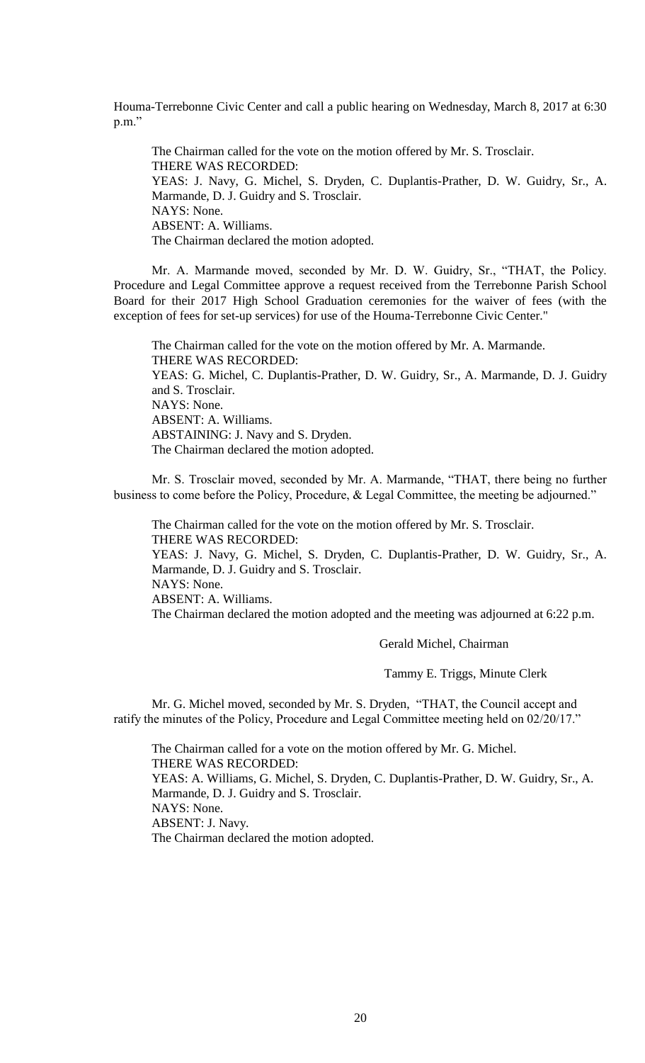Houma-Terrebonne Civic Center and call a public hearing on Wednesday, March 8, 2017 at 6:30 p.m."

The Chairman called for the vote on the motion offered by Mr. S. Trosclair.
THERE WAS RECORDED:
YEAS: J. Navy, G. Michel, S. Dryden, C. Duplantis-Prather, D. W. Guidry, Sr., A. Marmande, D. J. Guidry and S. Trosclair.
NAYS: None.
ABSENT: A. Williams.
The Chairman declared the motion adopted.

Mr. A. Marmande moved, seconded by Mr. D. W. Guidry, Sr., "THAT, the Policy. Procedure and Legal Committee approve a request received from the Terrebonne Parish School Board for their 2017 High School Graduation ceremonies for the waiver of fees (with the exception of fees for set-up services) for use of the Houma-Terrebonne Civic Center."

The Chairman called for the vote on the motion offered by Mr. A. Marmande.
THERE WAS RECORDED:
YEAS: G. Michel, C. Duplantis-Prather, D. W. Guidry, Sr., A. Marmande, D. J. Guidry and S. Trosclair.
NAYS: None.
ABSENT: A. Williams.
ABSTAINING: J. Navy and S. Dryden.
The Chairman declared the motion adopted.

Mr. S. Trosclair moved, seconded by Mr. A. Marmande, "THAT, there being no further business to come before the Policy, Procedure, & Legal Committee, the meeting be adjourned."

The Chairman called for the vote on the motion offered by Mr. S. Trosclair.
THERE WAS RECORDED:
YEAS: J. Navy, G. Michel, S. Dryden, C. Duplantis-Prather, D. W. Guidry, Sr., A. Marmande, D. J. Guidry and S. Trosclair.
NAYS: None.
ABSENT: A. Williams.
The Chairman declared the motion adopted and the meeting was adjourned at 6:22 p.m.

Gerald Michel, Chairman

Tammy E. Triggs, Minute Clerk

Mr. G. Michel moved, seconded by Mr. S. Dryden, "THAT, the Council accept and ratify the minutes of the Policy, Procedure and Legal Committee meeting held on 02/20/17."

The Chairman called for a vote on the motion offered by Mr. G. Michel.
THERE WAS RECORDED:
YEAS: A. Williams, G. Michel, S. Dryden, C. Duplantis-Prather, D. W. Guidry, Sr., A. Marmande, D. J. Guidry and S. Trosclair.
NAYS: None.
ABSENT: J. Navy.
The Chairman declared the motion adopted.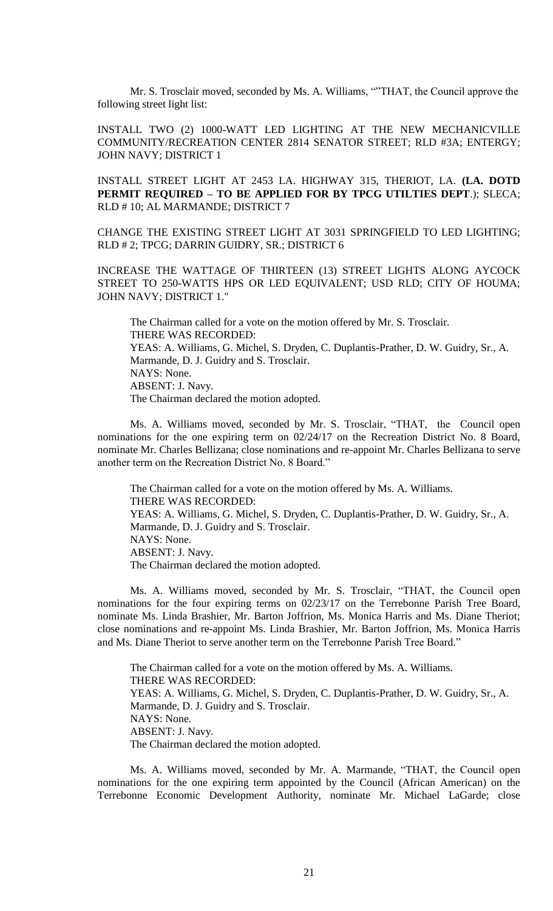Mr. S. Trosclair moved, seconded by Ms. A. Williams, ""THAT, the Council approve the following street light list:

INSTALL TWO (2) 1000-WATT LED LIGHTING AT THE NEW MECHANICVILLE COMMUNITY/RECREATION CENTER 2814 SENATOR STREET; RLD #3A; ENTERGY; JOHN NAVY; DISTRICT 1

INSTALL STREET LIGHT AT 2453 LA. HIGHWAY 315, THERIOT, LA. **(LA. DOTD PERMIT REQUIRED – TO BE APPLIED FOR BY TPCG UTILTIES DEPT**.); SLECA; RLD # 10; AL MARMANDE; DISTRICT 7

CHANGE THE EXISTING STREET LIGHT AT 3031 SPRINGFIELD TO LED LIGHTING; RLD # 2; TPCG; DARRIN GUIDRY, SR.; DISTRICT 6

INCREASE THE WATTAGE OF THIRTEEN (13) STREET LIGHTS ALONG AYCOCK STREET TO 250-WATTS HPS OR LED EQUIVALENT; USD RLD; CITY OF HOUMA; JOHN NAVY; DISTRICT 1."

The Chairman called for a vote on the motion offered by Mr. S. Trosclair.
THERE WAS RECORDED:
YEAS: A. Williams, G. Michel, S. Dryden, C. Duplantis-Prather, D. W. Guidry, Sr., A. Marmande, D. J. Guidry and S. Trosclair.
NAYS: None.
ABSENT: J. Navy.
The Chairman declared the motion adopted.

Ms. A. Williams moved, seconded by Mr. S. Trosclair, "THAT, the Council open nominations for the one expiring term on 02/24/17 on the Recreation District No. 8 Board, nominate Mr. Charles Bellizana; close nominations and re-appoint Mr. Charles Bellizana to serve another term on the Recreation District No. 8 Board."

The Chairman called for a vote on the motion offered by Ms. A. Williams.
THERE WAS RECORDED:
YEAS: A. Williams, G. Michel, S. Dryden, C. Duplantis-Prather, D. W. Guidry, Sr., A. Marmande, D. J. Guidry and S. Trosclair.
NAYS: None.
ABSENT: J. Navy.
The Chairman declared the motion adopted.

Ms. A. Williams moved, seconded by Mr. S. Trosclair, "THAT, the Council open nominations for the four expiring terms on 02/23/17 on the Terrebonne Parish Tree Board, nominate Ms. Linda Brashier, Mr. Barton Joffrion, Ms. Monica Harris and Ms. Diane Theriot; close nominations and re-appoint Ms. Linda Brashier, Mr. Barton Joffrion, Ms. Monica Harris and Ms. Diane Theriot to serve another term on the Terrebonne Parish Tree Board."

The Chairman called for a vote on the motion offered by Ms. A. Williams.
THERE WAS RECORDED:
YEAS: A. Williams, G. Michel, S. Dryden, C. Duplantis-Prather, D. W. Guidry, Sr., A. Marmande, D. J. Guidry and S. Trosclair.
NAYS: None.
ABSENT: J. Navy.
The Chairman declared the motion adopted.

Ms. A. Williams moved, seconded by Mr. A. Marmande, "THAT, the Council open nominations for the one expiring term appointed by the Council (African American) on the Terrebonne Economic Development Authority, nominate Mr. Michael LaGarde; close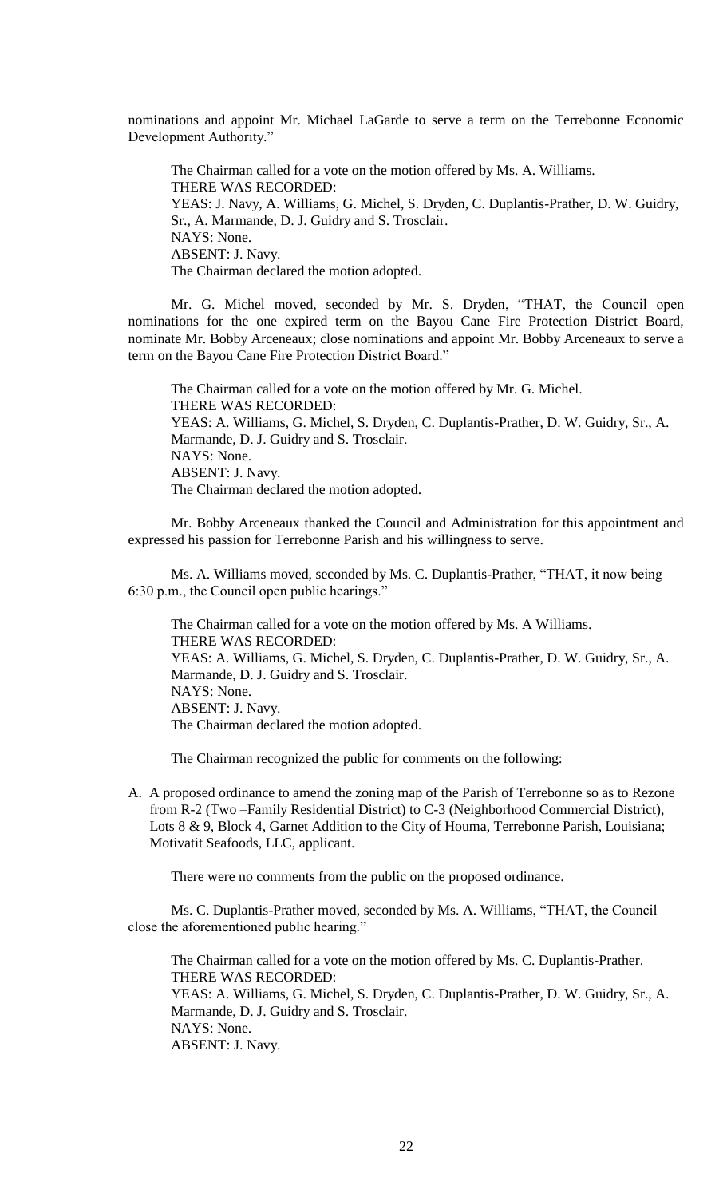nominations and appoint Mr. Michael LaGarde to serve a term on the Terrebonne Economic Development Authority."

The Chairman called for a vote on the motion offered by Ms. A. Williams.
THERE WAS RECORDED:
YEAS: J. Navy, A. Williams, G. Michel, S. Dryden, C. Duplantis-Prather, D. W. Guidry, Sr., A. Marmande, D. J. Guidry and S. Trosclair.
NAYS: None.
ABSENT: J. Navy.
The Chairman declared the motion adopted.

Mr. G. Michel moved, seconded by Mr. S. Dryden, "THAT, the Council open nominations for the one expired term on the Bayou Cane Fire Protection District Board, nominate Mr. Bobby Arceneaux; close nominations and appoint Mr. Bobby Arceneaux to serve a term on the Bayou Cane Fire Protection District Board."

The Chairman called for a vote on the motion offered by Mr. G. Michel.
THERE WAS RECORDED:
YEAS: A. Williams, G. Michel, S. Dryden, C. Duplantis-Prather, D. W. Guidry, Sr., A. Marmande, D. J. Guidry and S. Trosclair.
NAYS: None.
ABSENT: J. Navy.
The Chairman declared the motion adopted.

Mr. Bobby Arceneaux thanked the Council and Administration for this appointment and expressed his passion for Terrebonne Parish and his willingness to serve.

Ms. A. Williams moved, seconded by Ms. C. Duplantis-Prather, "THAT, it now being 6:30 p.m., the Council open public hearings."

The Chairman called for a vote on the motion offered by Ms. A Williams.
THERE WAS RECORDED:
YEAS: A. Williams, G. Michel, S. Dryden, C. Duplantis-Prather, D. W. Guidry, Sr., A. Marmande, D. J. Guidry and S. Trosclair.
NAYS: None.
ABSENT: J. Navy.
The Chairman declared the motion adopted.

The Chairman recognized the public for comments on the following:

A. A proposed ordinance to amend the zoning map of the Parish of Terrebonne so as to Rezone from R-2 (Two –Family Residential District) to C-3 (Neighborhood Commercial District), Lots 8 & 9, Block 4, Garnet Addition to the City of Houma, Terrebonne Parish, Louisiana; Motivatit Seafoods, LLC, applicant.

There were no comments from the public on the proposed ordinance.

Ms. C. Duplantis-Prather moved, seconded by Ms. A. Williams, "THAT, the Council close the aforementioned public hearing."

The Chairman called for a vote on the motion offered by Ms. C. Duplantis-Prather.
THERE WAS RECORDED:
YEAS: A. Williams, G. Michel, S. Dryden, C. Duplantis-Prather, D. W. Guidry, Sr., A. Marmande, D. J. Guidry and S. Trosclair.
NAYS: None.
ABSENT: J. Navy.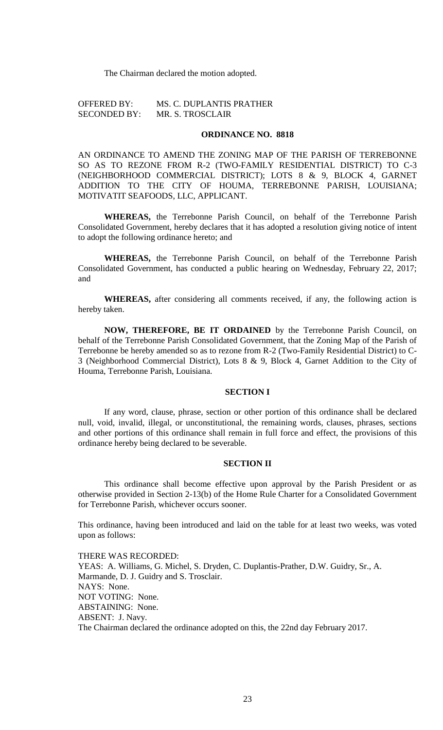The Chairman declared the motion adopted.

OFFERED BY: MS. C. DUPLANTIS PRATHER
SECONDED BY: MR. S. TROSCLAIR

**ORDINANCE NO. 8818**

AN ORDINANCE TO AMEND THE ZONING MAP OF THE PARISH OF TERREBONNE SO AS TO REZONE FROM R-2 (TWO-FAMILY RESIDENTIAL DISTRICT) TO C-3 (NEIGHBORHOOD COMMERCIAL DISTRICT); LOTS 8 & 9, BLOCK 4, GARNET ADDITION TO THE CITY OF HOUMA, TERREBONNE PARISH, LOUISIANA; MOTIVATIT SEAFOODS, LLC, APPLICANT.

**WHEREAS,** the Terrebonne Parish Council, on behalf of the Terrebonne Parish Consolidated Government, hereby declares that it has adopted a resolution giving notice of intent to adopt the following ordinance hereto; and

**WHEREAS,** the Terrebonne Parish Council, on behalf of the Terrebonne Parish Consolidated Government, has conducted a public hearing on Wednesday, February 22, 2017; and

**WHEREAS,** after considering all comments received, if any, the following action is hereby taken.

**NOW, THEREFORE, BE IT ORDAINED** by the Terrebonne Parish Council, on behalf of the Terrebonne Parish Consolidated Government, that the Zoning Map of the Parish of Terrebonne be hereby amended so as to rezone from R-2 (Two-Family Residential District) to C-3 (Neighborhood Commercial District), Lots 8 & 9, Block 4, Garnet Addition to the City of Houma, Terrebonne Parish, Louisiana.

**SECTION I**

If any word, clause, phrase, section or other portion of this ordinance shall be declared null, void, invalid, illegal, or unconstitutional, the remaining words, clauses, phrases, sections and other portions of this ordinance shall remain in full force and effect, the provisions of this ordinance hereby being declared to be severable.

**SECTION II**

This ordinance shall become effective upon approval by the Parish President or as otherwise provided in Section 2-13(b) of the Home Rule Charter for a Consolidated Government for Terrebonne Parish, whichever occurs sooner.

This ordinance, having been introduced and laid on the table for at least two weeks, was voted upon as follows:

THERE WAS RECORDED:
YEAS: A. Williams, G. Michel, S. Dryden, C. Duplantis-Prather, D.W. Guidry, Sr., A. Marmande, D. J. Guidry and S. Trosclair.
NAYS: None.
NOT VOTING: None.
ABSTAINING: None.
ABSENT: J. Navy.
The Chairman declared the ordinance adopted on this, the 22nd day February 2017.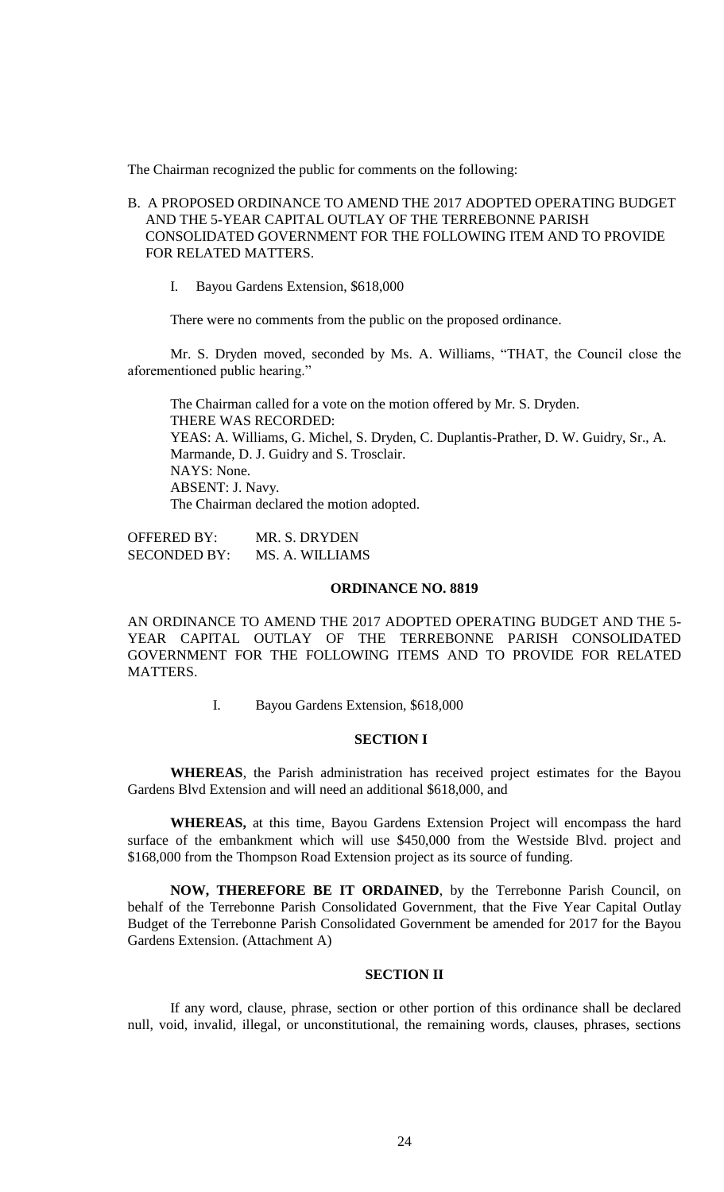The Chairman recognized the public for comments on the following:

B. A PROPOSED ORDINANCE TO AMEND THE 2017 ADOPTED OPERATING BUDGET AND THE 5-YEAR CAPITAL OUTLAY OF THE TERREBONNE PARISH CONSOLIDATED GOVERNMENT FOR THE FOLLOWING ITEM AND TO PROVIDE FOR RELATED MATTERS.

I. Bayou Gardens Extension, $618,000

There were no comments from the public on the proposed ordinance.

Mr. S. Dryden moved, seconded by Ms. A. Williams, "THAT, the Council close the aforementioned public hearing."

The Chairman called for a vote on the motion offered by Mr. S. Dryden.
THERE WAS RECORDED:
YEAS: A. Williams, G. Michel, S. Dryden, C. Duplantis-Prather, D. W. Guidry, Sr., A. Marmande, D. J. Guidry and S. Trosclair.
NAYS: None.
ABSENT: J. Navy.
The Chairman declared the motion adopted.

OFFERED BY: MR. S. DRYDEN
SECONDED BY: MS. A. WILLIAMS

**ORDINANCE NO. 8819**

AN ORDINANCE TO AMEND THE 2017 ADOPTED OPERATING BUDGET AND THE 5-YEAR CAPITAL OUTLAY OF THE TERREBONNE PARISH CONSOLIDATED GOVERNMENT FOR THE FOLLOWING ITEMS AND TO PROVIDE FOR RELATED MATTERS.

I. Bayou Gardens Extension, $618,000

**SECTION I**

**WHEREAS**, the Parish administration has received project estimates for the Bayou Gardens Blvd Extension and will need an additional $618,000, and

**WHEREAS,** at this time, Bayou Gardens Extension Project will encompass the hard surface of the embankment which will use $450,000 from the Westside Blvd. project and $168,000 from the Thompson Road Extension project as its source of funding.

**NOW, THEREFORE BE IT ORDAINED**, by the Terrebonne Parish Council, on behalf of the Terrebonne Parish Consolidated Government, that the Five Year Capital Outlay Budget of the Terrebonne Parish Consolidated Government be amended for 2017 for the Bayou Gardens Extension. (Attachment A)

**SECTION II**

If any word, clause, phrase, section or other portion of this ordinance shall be declared null, void, invalid, illegal, or unconstitutional, the remaining words, clauses, phrases, sections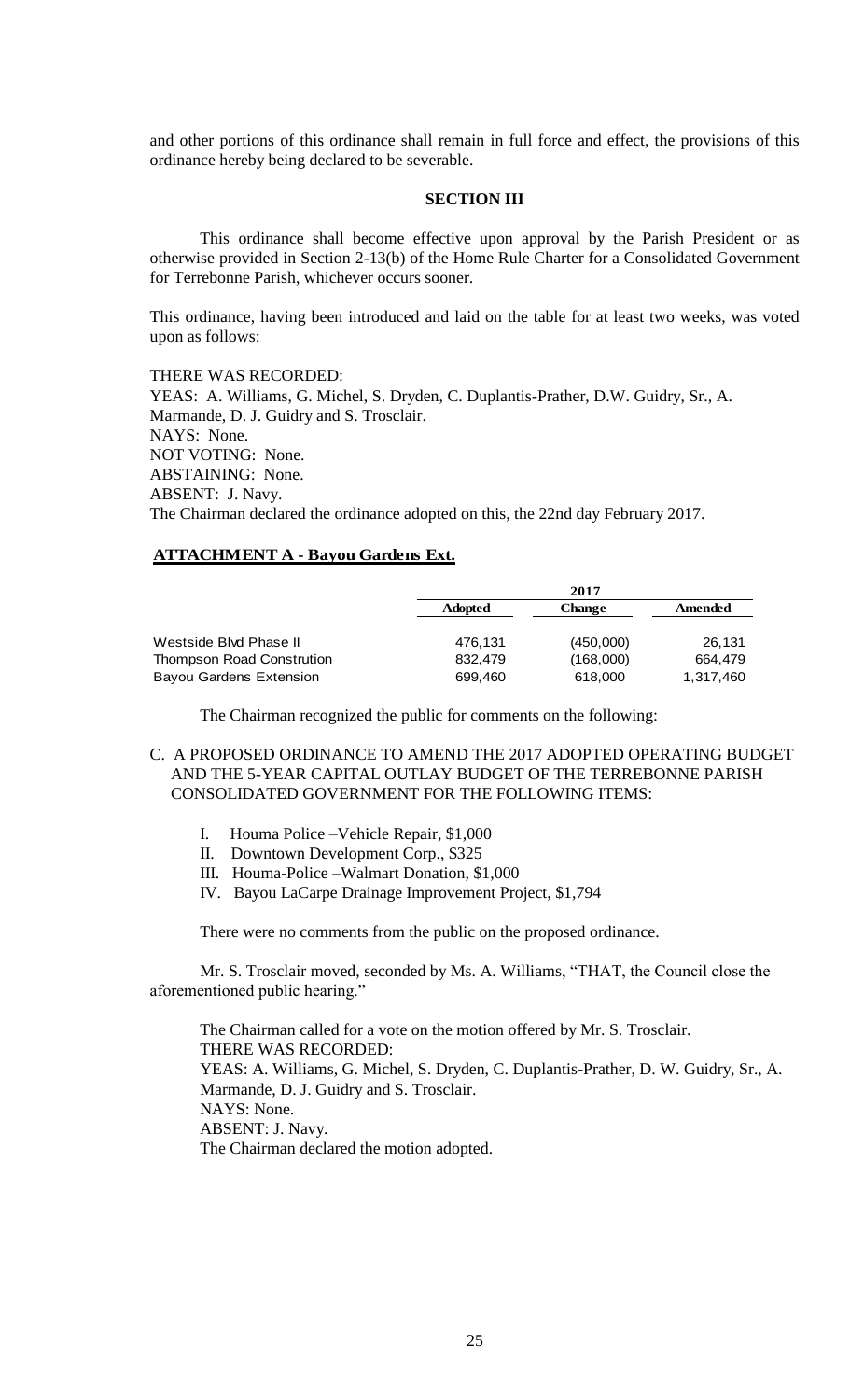and other portions of this ordinance shall remain in full force and effect, the provisions of this ordinance hereby being declared to be severable.

**SECTION III**

This ordinance shall become effective upon approval by the Parish President or as otherwise provided in Section 2-13(b) of the Home Rule Charter for a Consolidated Government for Terrebonne Parish, whichever occurs sooner.

This ordinance, having been introduced and laid on the table for at least two weeks, was voted upon as follows:

THERE WAS RECORDED:
YEAS: A. Williams, G. Michel, S. Dryden, C. Duplantis-Prather, D.W. Guidry, Sr., A. Marmande, D. J. Guidry and S. Trosclair.
NAYS: None.
NOT VOTING: None.
ABSTAINING: None.
ABSENT: J. Navy.
The Chairman declared the ordinance adopted on this, the 22nd day February 2017.

**ATTACHMENT A - Bayou Gardens Ext.**

| | 2017 | | |
|---|---|---|---|
| | **Adopted** | **Change** | **Amended** |
| Westside Blvd Phase II | 476,131 | (450,000) | 26,131 |
| Thompson Road Constrution | 832,479 | (168,000) | 664,479 |
| Bayou Gardens Extension | 699,460 | 618,000 | 1,317,460 |

The Chairman recognized the public for comments on the following:

C. A PROPOSED ORDINANCE TO AMEND THE 2017 ADOPTED OPERATING BUDGET AND THE 5-YEAR CAPITAL OUTLAY BUDGET OF THE TERREBONNE PARISH CONSOLIDATED GOVERNMENT FOR THE FOLLOWING ITEMS:

I. Houma Police –Vehicle Repair, $1,000
II. Downtown Development Corp., $325
III. Houma-Police –Walmart Donation, $1,000
IV. Bayou LaCarpe Drainage Improvement Project, $1,794

There were no comments from the public on the proposed ordinance.

Mr. S. Trosclair moved, seconded by Ms. A. Williams, "THAT, the Council close the aforementioned public hearing."

The Chairman called for a vote on the motion offered by Mr. S. Trosclair.
THERE WAS RECORDED:
YEAS: A. Williams, G. Michel, S. Dryden, C. Duplantis-Prather, D. W. Guidry, Sr., A. Marmande, D. J. Guidry and S. Trosclair.
NAYS: None.
ABSENT: J. Navy.
The Chairman declared the motion adopted.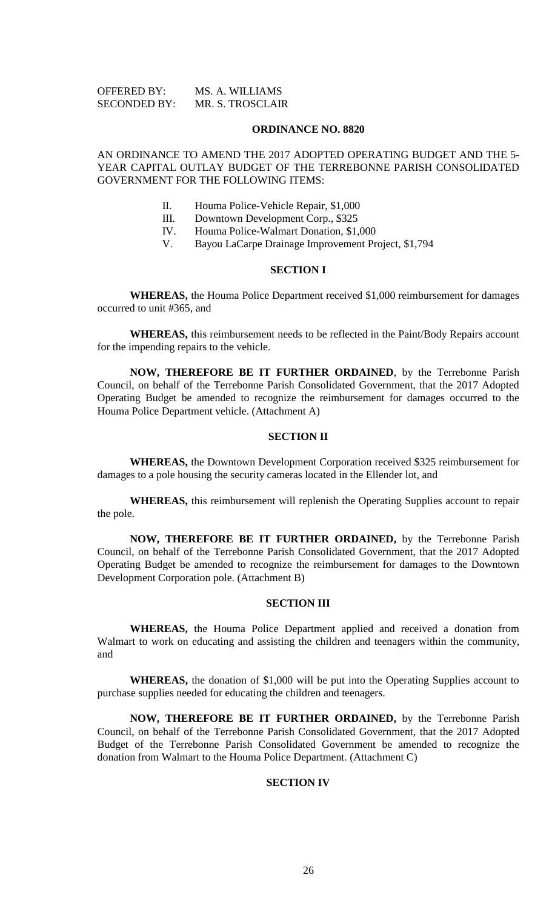OFFERED BY: MS. A. WILLIAMS
SECONDED BY: MR. S. TROSCLAIR

## ORDINANCE NO. 8820

AN ORDINANCE TO AMEND THE 2017 ADOPTED OPERATING BUDGET AND THE 5-YEAR CAPITAL OUTLAY BUDGET OF THE TERREBONNE PARISH CONSOLIDATED GOVERNMENT FOR THE FOLLOWING ITEMS:

- II. Houma Police-Vehicle Repair, $1,000
- III. Downtown Development Corp., $325
- IV. Houma Police-Walmart Donation, $1,000
- V. Bayou LaCarpe Drainage Improvement Project, $1,794

### SECTION I

**WHEREAS,** the Houma Police Department received $1,000 reimbursement for damages occurred to unit #365, and

**WHEREAS,** this reimbursement needs to be reflected in the Paint/Body Repairs account for the impending repairs to the vehicle.

**NOW, THEREFORE BE IT FURTHER ORDAINED**, by the Terrebonne Parish Council, on behalf of the Terrebonne Parish Consolidated Government, that the 2017 Adopted Operating Budget be amended to recognize the reimbursement for damages occurred to the Houma Police Department vehicle. (Attachment A)

### SECTION II

**WHEREAS,** the Downtown Development Corporation received $325 reimbursement for damages to a pole housing the security cameras located in the Ellender lot, and

**WHEREAS,** this reimbursement will replenish the Operating Supplies account to repair the pole.

**NOW, THEREFORE BE IT FURTHER ORDAINED,** by the Terrebonne Parish Council, on behalf of the Terrebonne Parish Consolidated Government, that the 2017 Adopted Operating Budget be amended to recognize the reimbursement for damages to the Downtown Development Corporation pole. (Attachment B)

### SECTION III

**WHEREAS,** the Houma Police Department applied and received a donation from Walmart to work on educating and assisting the children and teenagers within the community, and

**WHEREAS,** the donation of $1,000 will be put into the Operating Supplies account to purchase supplies needed for educating the children and teenagers.

**NOW, THEREFORE BE IT FURTHER ORDAINED,** by the Terrebonne Parish Council, on behalf of the Terrebonne Parish Consolidated Government, that the 2017 Adopted Budget of the Terrebonne Parish Consolidated Government be amended to recognize the donation from Walmart to the Houma Police Department. (Attachment C)

### SECTION IV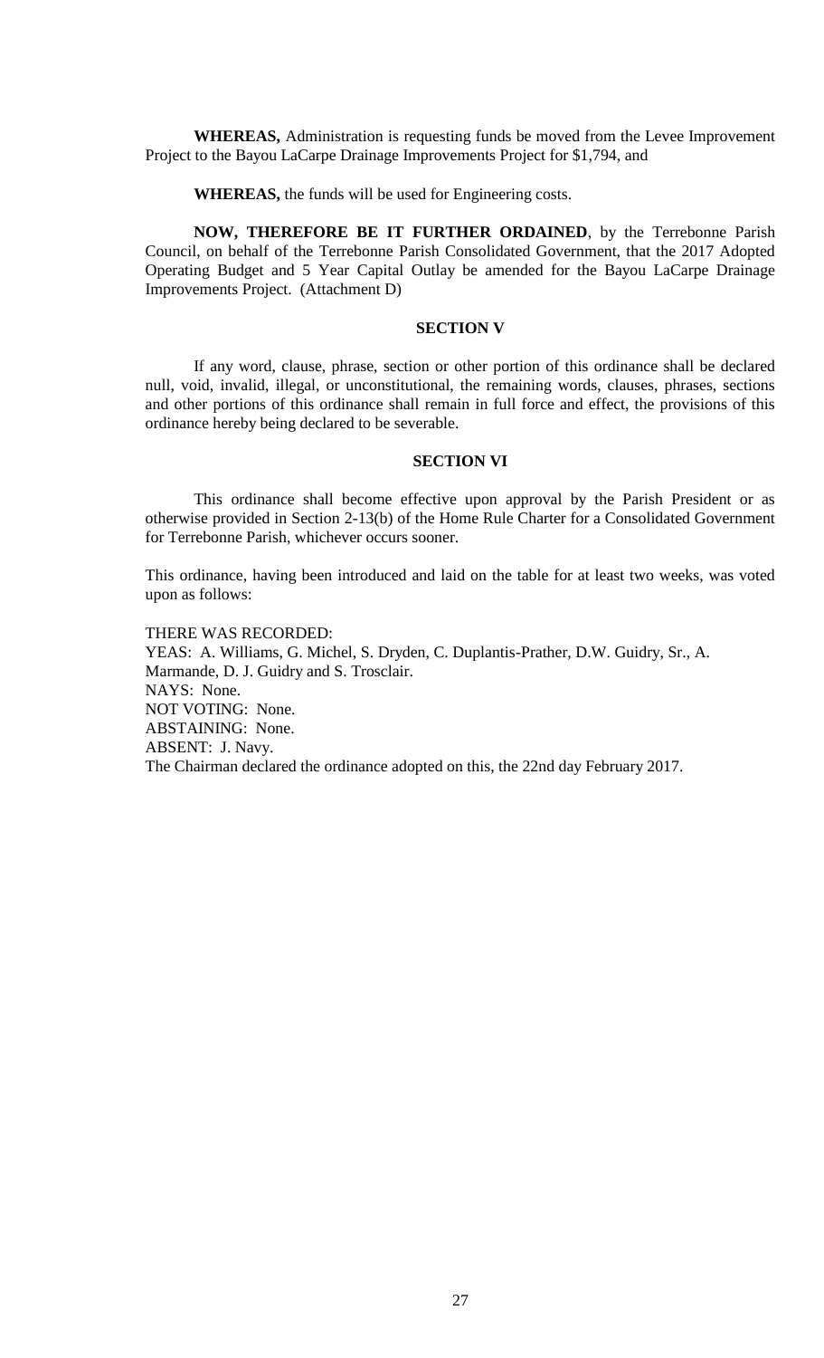**WHEREAS,** Administration is requesting funds be moved from the Levee Improvement Project to the Bayou LaCarpe Drainage Improvements Project for $1,794, and

**WHEREAS,** the funds will be used for Engineering costs.

**NOW, THEREFORE BE IT FURTHER ORDAINED**, by the Terrebonne Parish Council, on behalf of the Terrebonne Parish Consolidated Government, that the 2017 Adopted Operating Budget and 5 Year Capital Outlay be amended for the Bayou LaCarpe Drainage Improvements Project. (Attachment D)

### SECTION V

If any word, clause, phrase, section or other portion of this ordinance shall be declared null, void, invalid, illegal, or unconstitutional, the remaining words, clauses, phrases, sections and other portions of this ordinance shall remain in full force and effect, the provisions of this ordinance hereby being declared to be severable.

### SECTION VI

This ordinance shall become effective upon approval by the Parish President or as otherwise provided in Section 2-13(b) of the Home Rule Charter for a Consolidated Government for Terrebonne Parish, whichever occurs sooner.

This ordinance, having been introduced and laid on the table for at least two weeks, was voted upon as follows:

THERE WAS RECORDED:
YEAS: A. Williams, G. Michel, S. Dryden, C. Duplantis-Prather, D.W. Guidry, Sr., A. Marmande, D. J. Guidry and S. Trosclair.
NAYS: None.
NOT VOTING: None.
ABSTAINING: None.
ABSENT: J. Navy.
The Chairman declared the ordinance adopted on this, the 22nd day February 2017.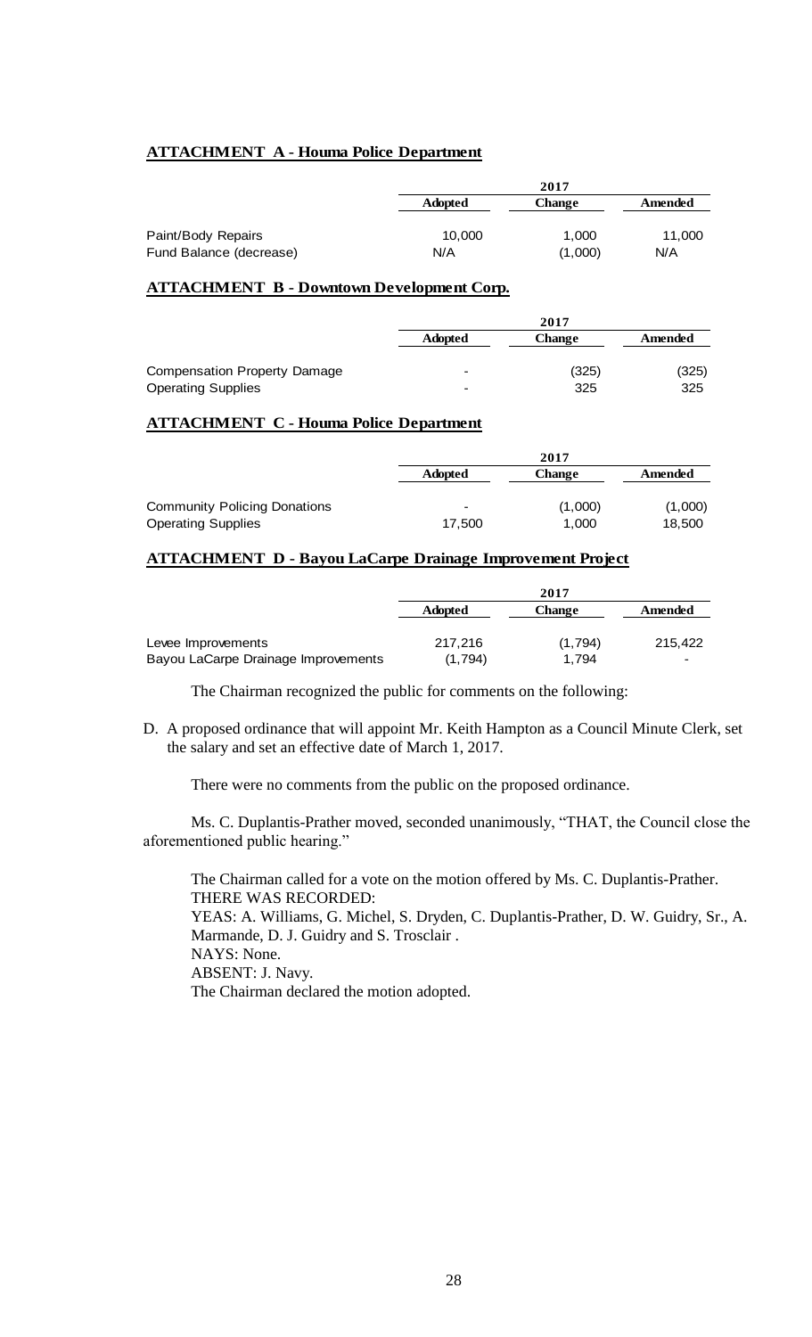**ATTACHMENT A - Houma Police Department**

| | 2017 | | |
|---|---|---|---|
| | Adopted | Change | Amended |
| Paint/Body Repairs | 10,000 | 1,000 | 11,000 |
| Fund Balance (decrease) | N/A | (1,000) | N/A |

**ATTACHMENT B - Downtown Development Corp.**

| | 2017 | | |
|---|---|---|---|
| | Adopted | Change | Amended |
| Compensation Property Damage | - | (325) | (325) |
| Operating Supplies | - | 325 | 325 |

**ATTACHMENT C - Houma Police Department**

| | 2017 | | |
|---|---|---|---|
| | Adopted | Change | Amended |
| Community Policing Donations | - | (1,000) | (1,000) |
| Operating Supplies | 17,500 | 1,000 | 18,500 |

**ATTACHMENT D - Bayou LaCarpe Drainage Improvement Project**

| | 2017 | | |
|---|---|---|---|
| | Adopted | Change | Amended |
| Levee Improvements | 217,216 | (1,794) | 215,422 |
| Bayou LaCarpe Drainage Improvements | (1,794) | 1,794 | - |

The Chairman recognized the public for comments on the following:

D. A proposed ordinance that will appoint Mr. Keith Hampton as a Council Minute Clerk, set the salary and set an effective date of March 1, 2017.

There were no comments from the public on the proposed ordinance.

Ms. C. Duplantis-Prather moved, seconded unanimously, "THAT, the Council close the aforementioned public hearing."

The Chairman called for a vote on the motion offered by Ms. C. Duplantis-Prather.
THERE WAS RECORDED:
YEAS: A. Williams, G. Michel, S. Dryden, C. Duplantis-Prather, D. W. Guidry, Sr., A. Marmande, D. J. Guidry and S. Trosclair .
NAYS: None.
ABSENT: J. Navy.
The Chairman declared the motion adopted.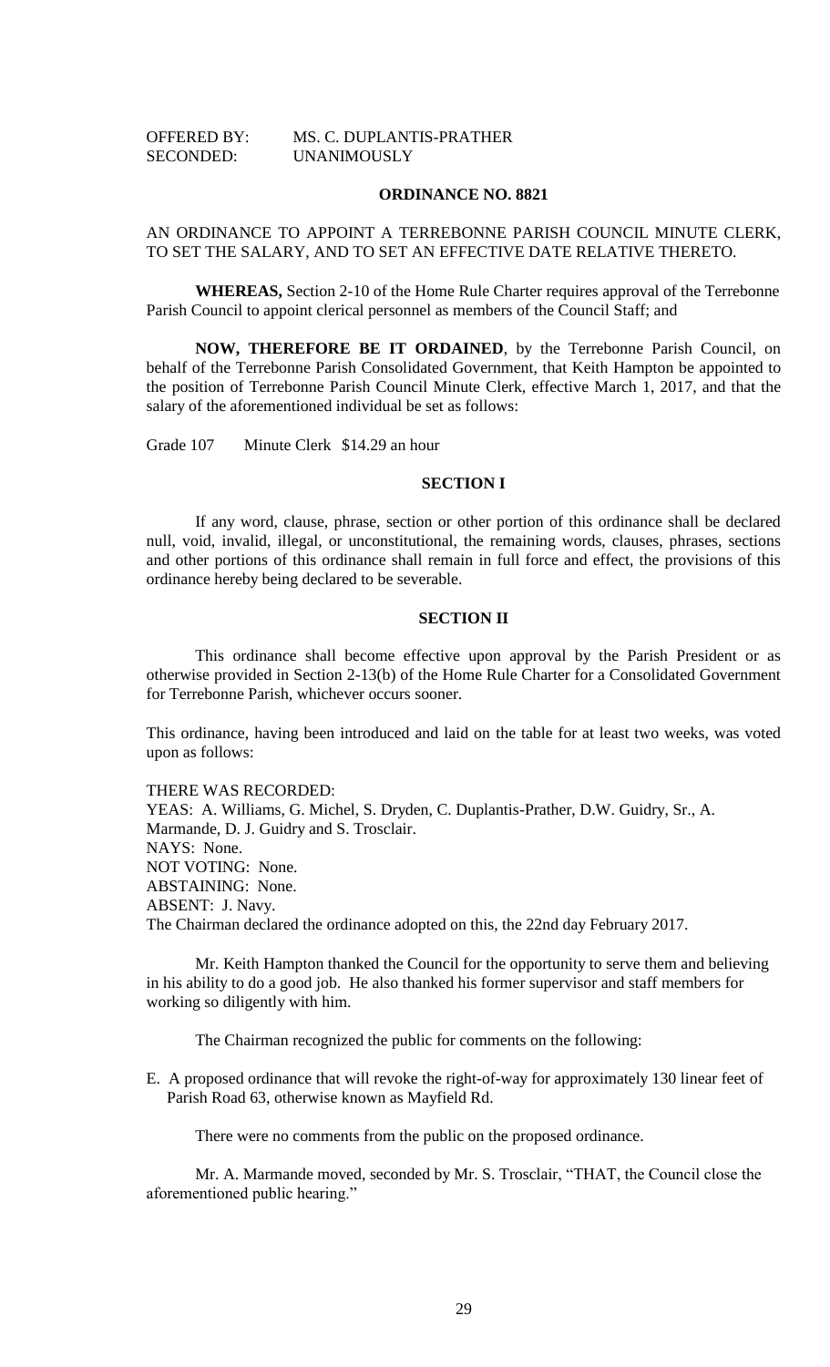OFFERED BY: MS. C. DUPLANTIS-PRATHER
SECONDED: UNANIMOUSLY

**ORDINANCE NO. 8821**

AN ORDINANCE TO APPOINT A TERREBONNE PARISH COUNCIL MINUTE CLERK, TO SET THE SALARY, AND TO SET AN EFFECTIVE DATE RELATIVE THERETO.

**WHEREAS,** Section 2-10 of the Home Rule Charter requires approval of the Terrebonne Parish Council to appoint clerical personnel as members of the Council Staff; and

**NOW, THEREFORE BE IT ORDAINED**, by the Terrebonne Parish Council, on behalf of the Terrebonne Parish Consolidated Government, that Keith Hampton be appointed to the position of Terrebonne Parish Council Minute Clerk, effective March 1, 2017, and that the salary of the aforementioned individual be set as follows:

Grade 107 Minute Clerk $14.29 an hour

**SECTION I**

If any word, clause, phrase, section or other portion of this ordinance shall be declared null, void, invalid, illegal, or unconstitutional, the remaining words, clauses, phrases, sections and other portions of this ordinance shall remain in full force and effect, the provisions of this ordinance hereby being declared to be severable.

**SECTION II**

This ordinance shall become effective upon approval by the Parish President or as otherwise provided in Section 2-13(b) of the Home Rule Charter for a Consolidated Government for Terrebonne Parish, whichever occurs sooner.

This ordinance, having been introduced and laid on the table for at least two weeks, was voted upon as follows:

THERE WAS RECORDED:
YEAS: A. Williams, G. Michel, S. Dryden, C. Duplantis-Prather, D.W. Guidry, Sr., A. Marmande, D. J. Guidry and S. Trosclair.
NAYS: None.
NOT VOTING: None.
ABSTAINING: None.
ABSENT: J. Navy.
The Chairman declared the ordinance adopted on this, the 22nd day February 2017.

Mr. Keith Hampton thanked the Council for the opportunity to serve them and believing in his ability to do a good job. He also thanked his former supervisor and staff members for working so diligently with him.

The Chairman recognized the public for comments on the following:

E. A proposed ordinance that will revoke the right-of-way for approximately 130 linear feet of Parish Road 63, otherwise known as Mayfield Rd.

There were no comments from the public on the proposed ordinance.

Mr. A. Marmande moved, seconded by Mr. S. Trosclair, "THAT, the Council close the aforementioned public hearing."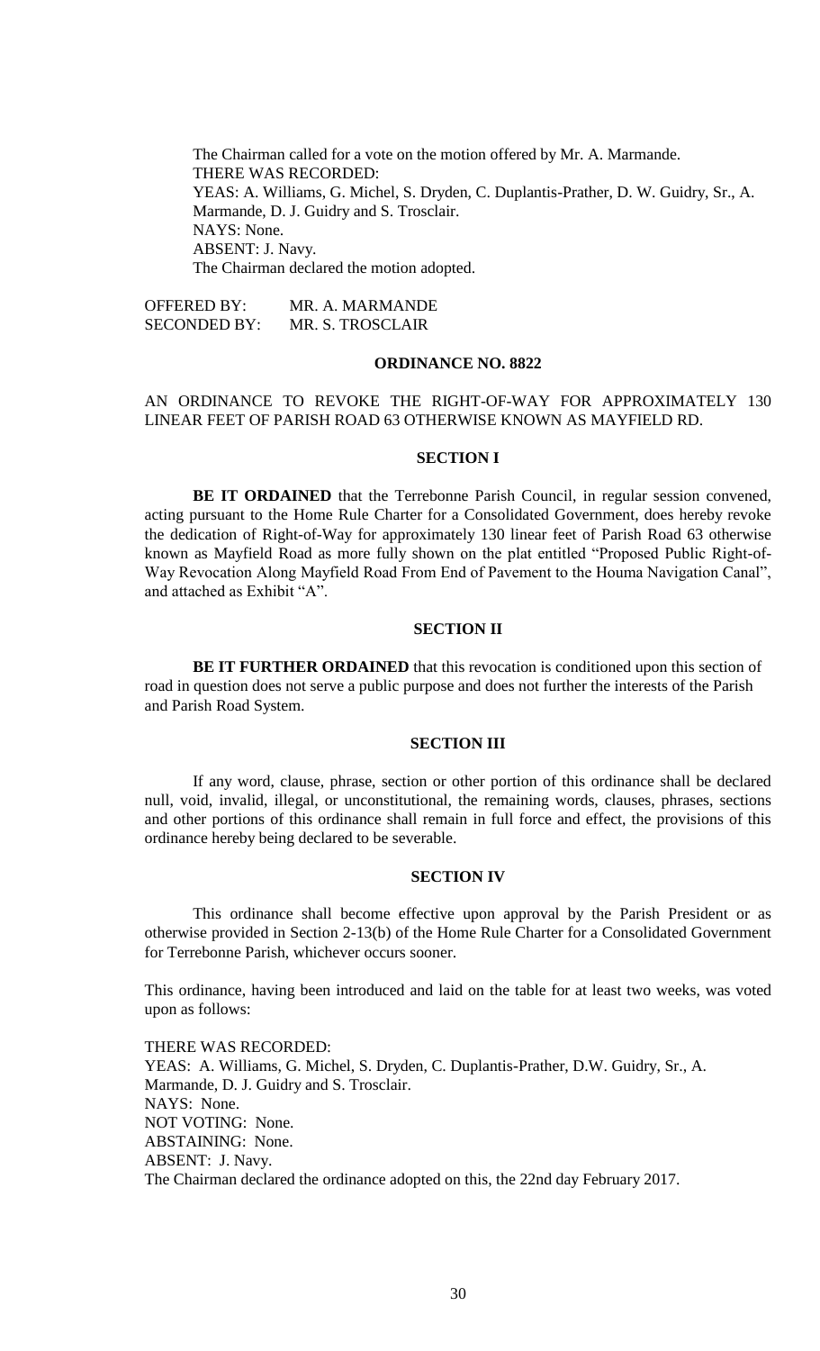The Chairman called for a vote on the motion offered by Mr. A. Marmande.
THERE WAS RECORDED:
YEAS: A. Williams, G. Michel, S. Dryden, C. Duplantis-Prather, D. W. Guidry, Sr., A. Marmande, D. J. Guidry and S. Trosclair.
NAYS: None.
ABSENT: J. Navy.
The Chairman declared the motion adopted.

OFFERED BY: MR. A. MARMANDE
SECONDED BY: MR. S. TROSCLAIR

**ORDINANCE NO. 8822**

AN ORDINANCE TO REVOKE THE RIGHT-OF-WAY FOR APPROXIMATELY 130 LINEAR FEET OF PARISH ROAD 63 OTHERWISE KNOWN AS MAYFIELD RD.

**SECTION I**

**BE IT ORDAINED** that the Terrebonne Parish Council, in regular session convened, acting pursuant to the Home Rule Charter for a Consolidated Government, does hereby revoke the dedication of Right-of-Way for approximately 130 linear feet of Parish Road 63 otherwise known as Mayfield Road as more fully shown on the plat entitled "Proposed Public Right-of-Way Revocation Along Mayfield Road From End of Pavement to the Houma Navigation Canal", and attached as Exhibit "A".

**SECTION II**

**BE IT FURTHER ORDAINED** that this revocation is conditioned upon this section of road in question does not serve a public purpose and does not further the interests of the Parish and Parish Road System.

**SECTION III**

If any word, clause, phrase, section or other portion of this ordinance shall be declared null, void, invalid, illegal, or unconstitutional, the remaining words, clauses, phrases, sections and other portions of this ordinance shall remain in full force and effect, the provisions of this ordinance hereby being declared to be severable.

**SECTION IV**

This ordinance shall become effective upon approval by the Parish President or as otherwise provided in Section 2-13(b) of the Home Rule Charter for a Consolidated Government for Terrebonne Parish, whichever occurs sooner.

This ordinance, having been introduced and laid on the table for at least two weeks, was voted upon as follows:

THERE WAS RECORDED:
YEAS: A. Williams, G. Michel, S. Dryden, C. Duplantis-Prather, D.W. Guidry, Sr., A. Marmande, D. J. Guidry and S. Trosclair.
NAYS: None.
NOT VOTING: None.
ABSTAINING: None.
ABSENT: J. Navy.
The Chairman declared the ordinance adopted on this, the 22nd day February 2017.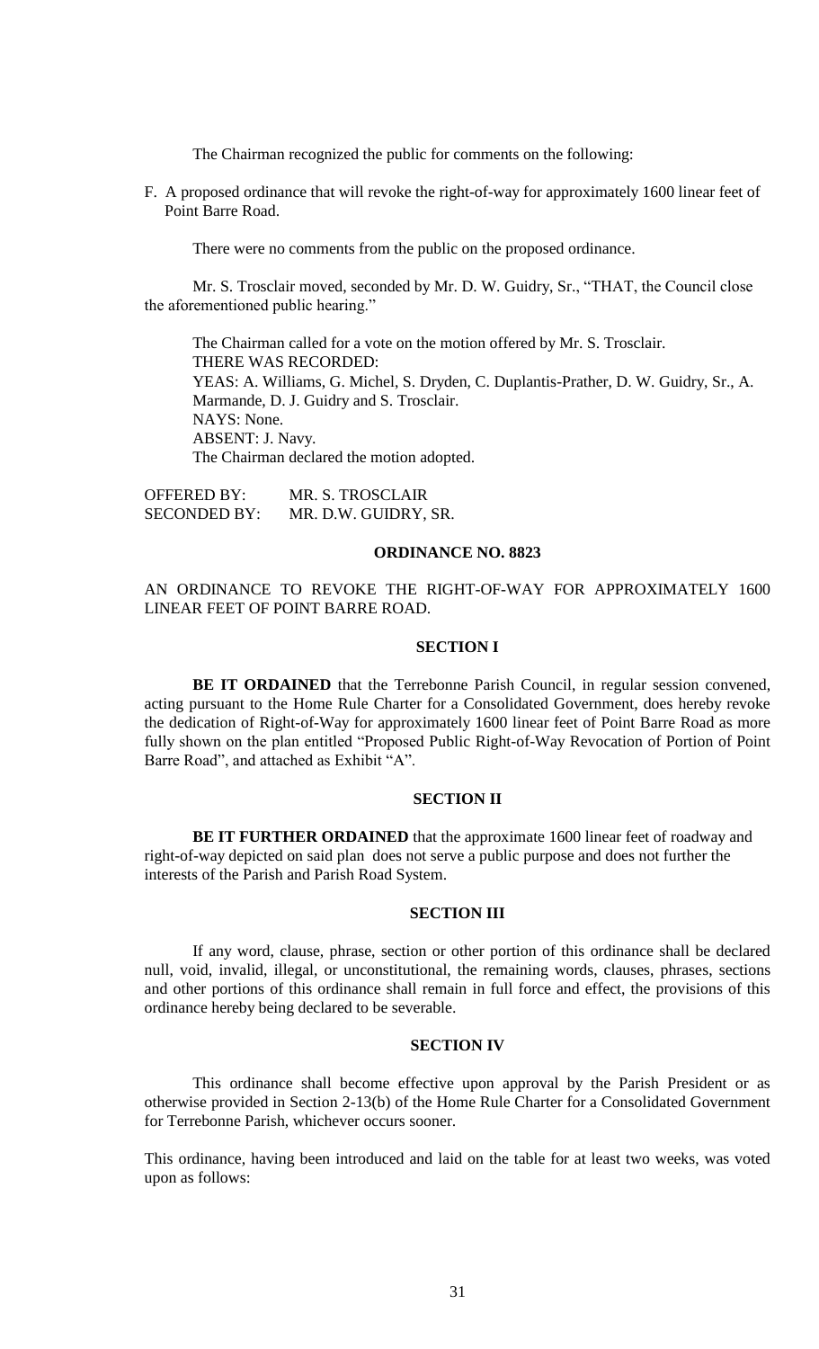The Chairman recognized the public for comments on the following:

F. A proposed ordinance that will revoke the right-of-way for approximately 1600 linear feet of Point Barre Road.

There were no comments from the public on the proposed ordinance.

Mr. S. Trosclair moved, seconded by Mr. D. W. Guidry, Sr., "THAT, the Council close the aforementioned public hearing."

The Chairman called for a vote on the motion offered by Mr. S. Trosclair.
THERE WAS RECORDED:
YEAS: A. Williams, G. Michel, S. Dryden, C. Duplantis-Prather, D. W. Guidry, Sr., A. Marmande, D. J. Guidry and S. Trosclair.
NAYS: None.
ABSENT: J. Navy.
The Chairman declared the motion adopted.

OFFERED BY: MR. S. TROSCLAIR
SECONDED BY: MR. D.W. GUIDRY, SR.

**ORDINANCE NO. 8823**

AN ORDINANCE TO REVOKE THE RIGHT-OF-WAY FOR APPROXIMATELY 1600 LINEAR FEET OF POINT BARRE ROAD.

**SECTION I**

**BE IT ORDAINED** that the Terrebonne Parish Council, in regular session convened, acting pursuant to the Home Rule Charter for a Consolidated Government, does hereby revoke the dedication of Right-of-Way for approximately 1600 linear feet of Point Barre Road as more fully shown on the plan entitled "Proposed Public Right-of-Way Revocation of Portion of Point Barre Road", and attached as Exhibit "A".

**SECTION II**

**BE IT FURTHER ORDAINED** that the approximate 1600 linear feet of roadway and right-of-way depicted on said plan does not serve a public purpose and does not further the interests of the Parish and Parish Road System.

**SECTION III**

If any word, clause, phrase, section or other portion of this ordinance shall be declared null, void, invalid, illegal, or unconstitutional, the remaining words, clauses, phrases, sections and other portions of this ordinance shall remain in full force and effect, the provisions of this ordinance hereby being declared to be severable.

**SECTION IV**

This ordinance shall become effective upon approval by the Parish President or as otherwise provided in Section 2-13(b) of the Home Rule Charter for a Consolidated Government for Terrebonne Parish, whichever occurs sooner.

This ordinance, having been introduced and laid on the table for at least two weeks, was voted upon as follows: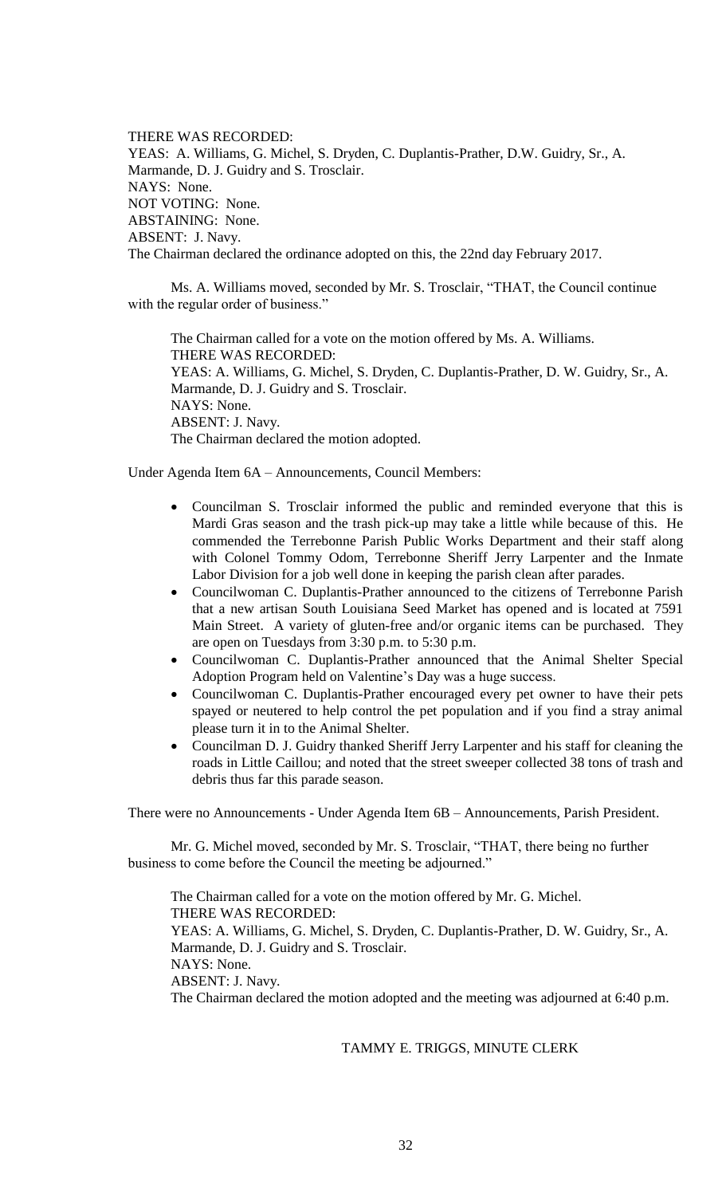THERE WAS RECORDED:
YEAS: A. Williams, G. Michel, S. Dryden, C. Duplantis-Prather, D.W. Guidry, Sr., A. Marmande, D. J. Guidry and S. Trosclair.
NAYS: None.
NOT VOTING: None.
ABSTAINING: None.
ABSENT: J. Navy.
The Chairman declared the ordinance adopted on this, the 22nd day February 2017.

Ms. A. Williams moved, seconded by Mr. S. Trosclair, "THAT, the Council continue with the regular order of business."

The Chairman called for a vote on the motion offered by Ms. A. Williams.
THERE WAS RECORDED:
YEAS: A. Williams, G. Michel, S. Dryden, C. Duplantis-Prather, D. W. Guidry, Sr., A. Marmande, D. J. Guidry and S. Trosclair.
NAYS: None.
ABSENT: J. Navy.
The Chairman declared the motion adopted.

Under Agenda Item 6A – Announcements, Council Members:

- Councilman S. Trosclair informed the public and reminded everyone that this is Mardi Gras season and the trash pick-up may take a little while because of this. He commended the Terrebonne Parish Public Works Department and their staff along with Colonel Tommy Odom, Terrebonne Sheriff Jerry Larpenter and the Inmate Labor Division for a job well done in keeping the parish clean after parades.
- Councilwoman C. Duplantis-Prather announced to the citizens of Terrebonne Parish that a new artisan South Louisiana Seed Market has opened and is located at 7591 Main Street. A variety of gluten-free and/or organic items can be purchased. They are open on Tuesdays from 3:30 p.m. to 5:30 p.m.
- Councilwoman C. Duplantis-Prather announced that the Animal Shelter Special Adoption Program held on Valentine's Day was a huge success.
- Councilwoman C. Duplantis-Prather encouraged every pet owner to have their pets spayed or neutered to help control the pet population and if you find a stray animal please turn it in to the Animal Shelter.
- Councilman D. J. Guidry thanked Sheriff Jerry Larpenter and his staff for cleaning the roads in Little Caillou; and noted that the street sweeper collected 38 tons of trash and debris thus far this parade season.

There were no Announcements - Under Agenda Item 6B – Announcements, Parish President.

Mr. G. Michel moved, seconded by Mr. S. Trosclair, "THAT, there being no further business to come before the Council the meeting be adjourned."

The Chairman called for a vote on the motion offered by Mr. G. Michel.
THERE WAS RECORDED:
YEAS: A. Williams, G. Michel, S. Dryden, C. Duplantis-Prather, D. W. Guidry, Sr., A. Marmande, D. J. Guidry and S. Trosclair.
NAYS: None.
ABSENT: J. Navy.
The Chairman declared the motion adopted and the meeting was adjourned at 6:40 p.m.

TAMMY E. TRIGGS, MINUTE CLERK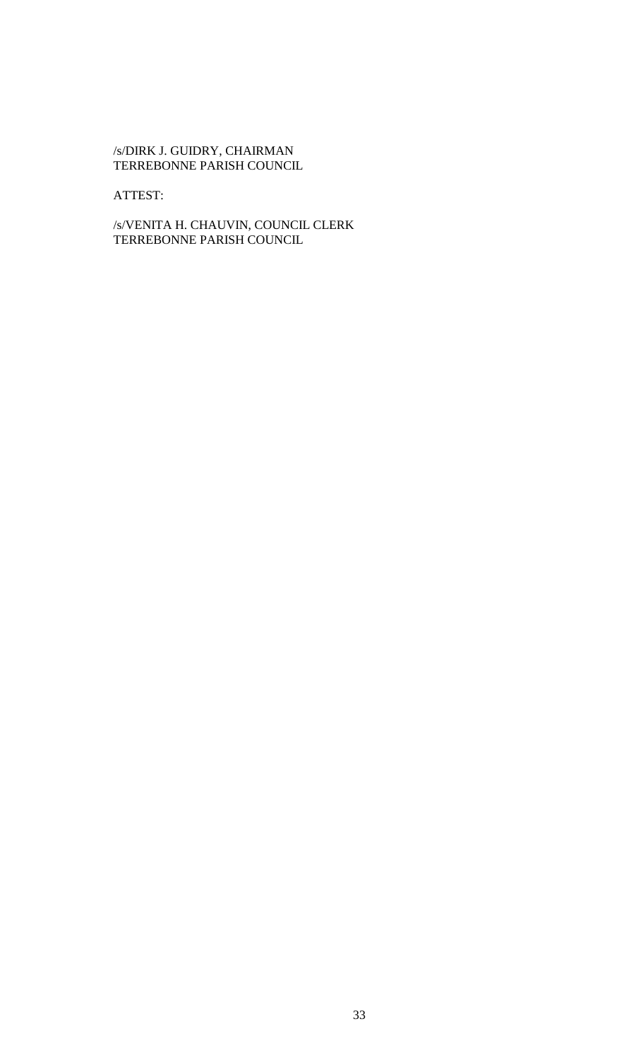/s/DIRK J. GUIDRY, CHAIRMAN
TERREBONNE PARISH COUNCIL

ATTEST:

/s/VENITA H. CHAUVIN, COUNCIL CLERK
TERREBONNE PARISH COUNCIL